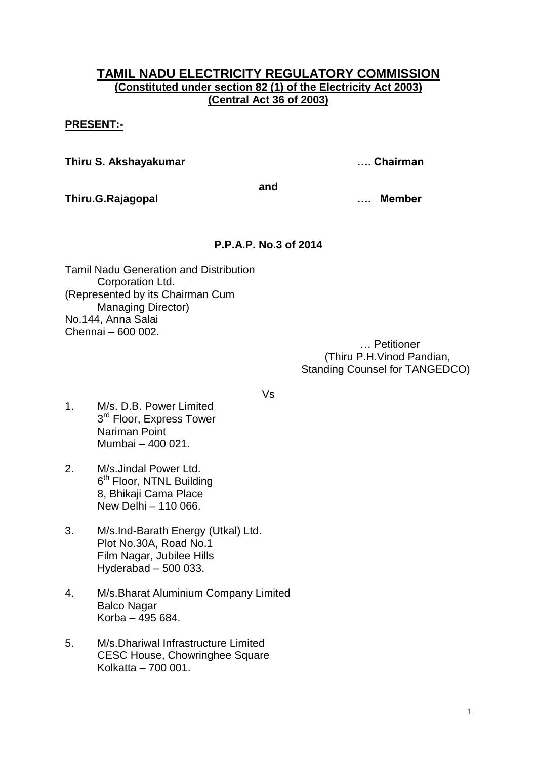# TAMIL NADU ELECTRICITY REGULATORY COMMISSION

**(Constituted under section 82 (1) of the Electricity Act 2003)**
**(Central Act 36 of 2003)**

**PRESENT:-**

**Thiru S. Akshayakumar …. Chairman**

**and**

**Thiru.G.Rajagopal …. Member**

**P.P.A.P. No.3 of 2014**

Tamil Nadu Generation and Distribution Corporation Ltd.
(Represented by its Chairman Cum Managing Director)
No.144, Anna Salai
Chennai – 600 002.

… Petitioner
(Thiru P.H.Vinod Pandian,
Standing Counsel for TANGEDCO)

Vs

1. M/s. D.B. Power Limited
   3rd Floor, Express Tower
   Nariman Point
   Mumbai – 400 021.

2. M/s.Jindal Power Ltd.
   6th Floor, NTNL Building
   8, Bhikaji Cama Place
   New Delhi – 110 066.

3. M/s.Ind-Barath Energy (Utkal) Ltd.
   Plot No.30A, Road No.1
   Film Nagar, Jubilee Hills
   Hyderabad – 500 033.

4. M/s.Bharat Aluminium Company Limited
   Balco Nagar
   Korba – 495 684.

5. M/s.Dhariwal Infrastructure Limited
   CESC House, Chowringhee Square
   Kolkatta – 700 001.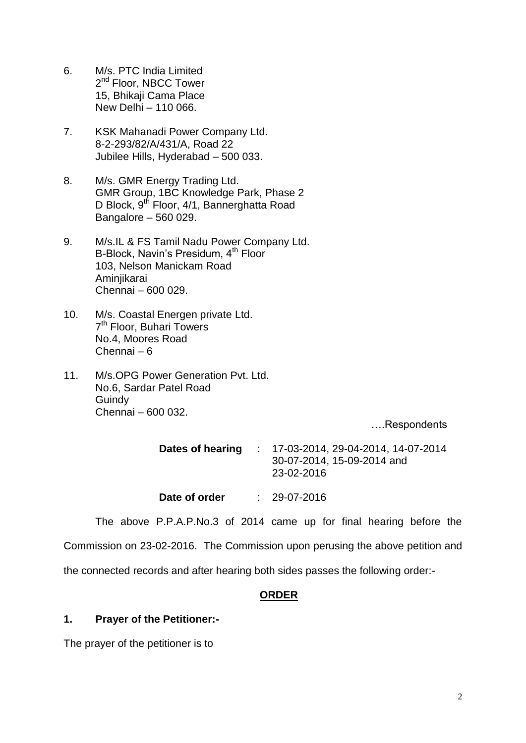6. M/s. PTC India Limited
   2nd Floor, NBCC Tower
   15, Bhikaji Cama Place
   New Delhi – 110 066.

7. KSK Mahanadi Power Company Ltd.
   8-2-293/82/A/431/A, Road 22
   Jubilee Hills, Hyderabad – 500 033.

8. M/s. GMR Energy Trading Ltd.
   GMR Group, 1BC Knowledge Park, Phase 2
   D Block, 9th Floor, 4/1, Bannerghatta Road
   Bangalore – 560 029.

9. M/s.IL & FS Tamil Nadu Power Company Ltd.
   B-Block, Navin's Presidum, 4th Floor
   103, Nelson Manickam Road
   Aminjikarai
   Chennai – 600 029.

10. M/s. Coastal Energen private Ltd.
    7th Floor, Buhari Towers
    No.4, Moores Road
    Chennai – 6

11. M/s.OPG Power Generation Pvt. Ltd.
    No.6, Sardar Patel Road
    Guindy
    Chennai – 600 032.

….Respondents

**Dates of hearing** : 17-03-2014, 29-04-2014, 14-07-2014 30-07-2014, 15-09-2014 and 23-02-2016

**Date of order** : 29-07-2016

The above P.P.A.P.No.3 of 2014 came up for final hearing before the Commission on 23-02-2016. The Commission upon perusing the above petition and the connected records and after hearing both sides passes the following order:-

## ORDER

### 1. Prayer of the Petitioner:-

The prayer of the petitioner is to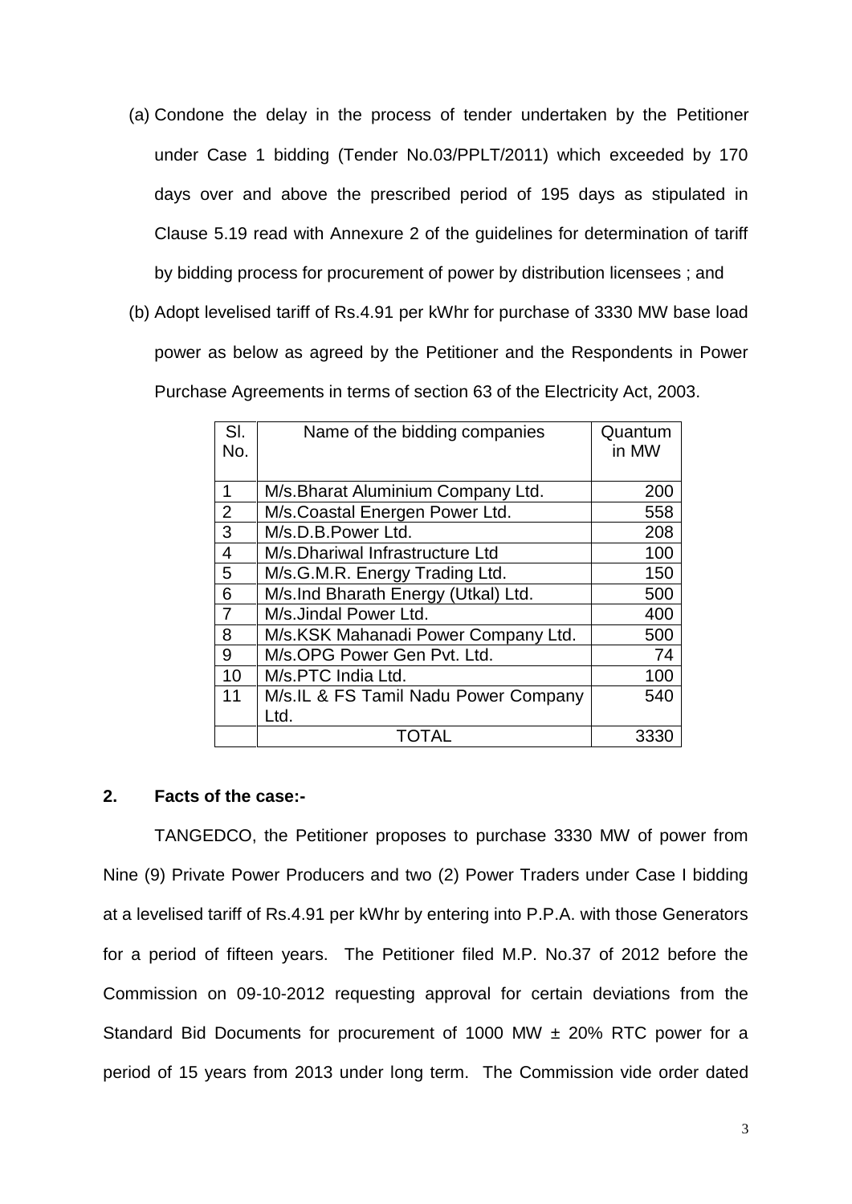(a) Condone the delay in the process of tender undertaken by the Petitioner under Case 1 bidding (Tender No.03/PPLT/2011) which exceeded by 170 days over and above the prescribed period of 195 days as stipulated in Clause 5.19 read with Annexure 2 of the guidelines for determination of tariff by bidding process for procurement of power by distribution licensees ; and

(b) Adopt levelised tariff of Rs.4.91 per kWhr for purchase of 3330 MW base load power as below as agreed by the Petitioner and the Respondents in Power Purchase Agreements in terms of section 63 of the Electricity Act, 2003.

| Sl. No. | Name of the bidding companies | Quantum in MW |
|---|---|---|
| 1 | M/s.Bharat Aluminium Company Ltd. | 200 |
| 2 | M/s.Coastal Energen Power Ltd. | 558 |
| 3 | M/s.D.B.Power Ltd. | 208 |
| 4 | M/s.Dhariwal Infrastructure Ltd | 100 |
| 5 | M/s.G.M.R. Energy Trading Ltd. | 150 |
| 6 | M/s.Ind Bharath Energy (Utkal) Ltd. | 500 |
| 7 | M/s.Jindal Power Ltd. | 400 |
| 8 | M/s.KSK Mahanadi Power Company Ltd. | 500 |
| 9 | M/s.OPG Power Gen Pvt. Ltd. | 74 |
| 10 | M/s.PTC India Ltd. | 100 |
| 11 | M/s.IL & FS Tamil Nadu Power Company Ltd. | 540 |
| | TOTAL | 3330 |

**2. Facts of the case:-**

TANGEDCO, the Petitioner proposes to purchase 3330 MW of power from Nine (9) Private Power Producers and two (2) Power Traders under Case I bidding at a levelised tariff of Rs.4.91 per kWhr by entering into P.P.A. with those Generators for a period of fifteen years. The Petitioner filed M.P. No.37 of 2012 before the Commission on 09-10-2012 requesting approval for certain deviations from the Standard Bid Documents for procurement of 1000 MW ± 20% RTC power for a period of 15 years from 2013 under long term. The Commission vide order dated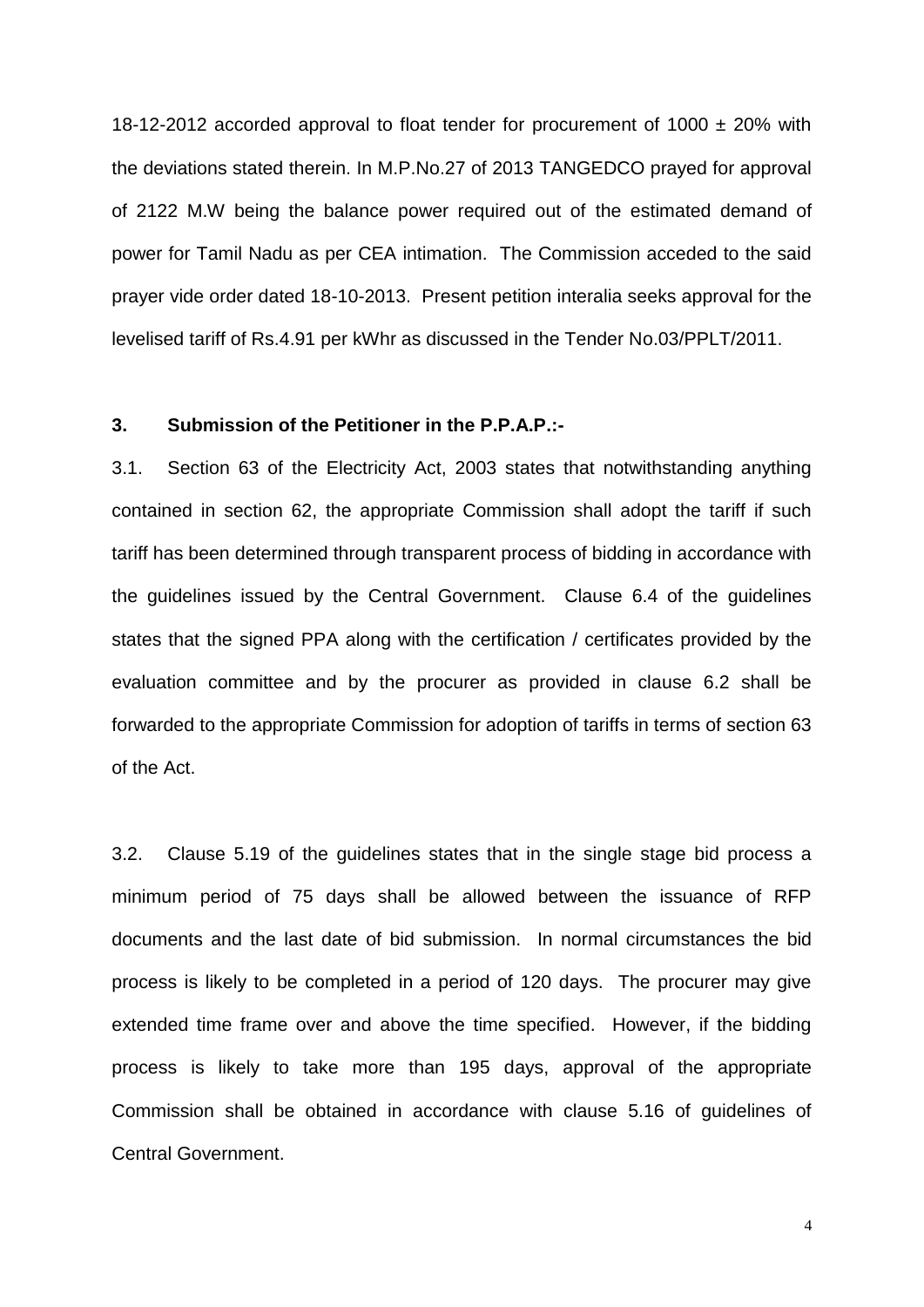18-12-2012 accorded approval to float tender for procurement of 1000 ± 20% with the deviations stated therein. In M.P.No.27 of 2013 TANGEDCO prayed for approval of 2122 M.W being the balance power required out of the estimated demand of power for Tamil Nadu as per CEA intimation. The Commission acceded to the said prayer vide order dated 18-10-2013. Present petition interalia seeks approval for the levelised tariff of Rs.4.91 per kWhr as discussed in the Tender No.03/PPLT/2011.

**3. Submission of the Petitioner in the P.P.A.P.:-**

3.1. Section 63 of the Electricity Act, 2003 states that notwithstanding anything contained in section 62, the appropriate Commission shall adopt the tariff if such tariff has been determined through transparent process of bidding in accordance with the guidelines issued by the Central Government. Clause 6.4 of the guidelines states that the signed PPA along with the certification / certificates provided by the evaluation committee and by the procurer as provided in clause 6.2 shall be forwarded to the appropriate Commission for adoption of tariffs in terms of section 63 of the Act.

3.2. Clause 5.19 of the guidelines states that in the single stage bid process a minimum period of 75 days shall be allowed between the issuance of RFP documents and the last date of bid submission. In normal circumstances the bid process is likely to be completed in a period of 120 days. The procurer may give extended time frame over and above the time specified. However, if the bidding process is likely to take more than 195 days, approval of the appropriate Commission shall be obtained in accordance with clause 5.16 of guidelines of Central Government.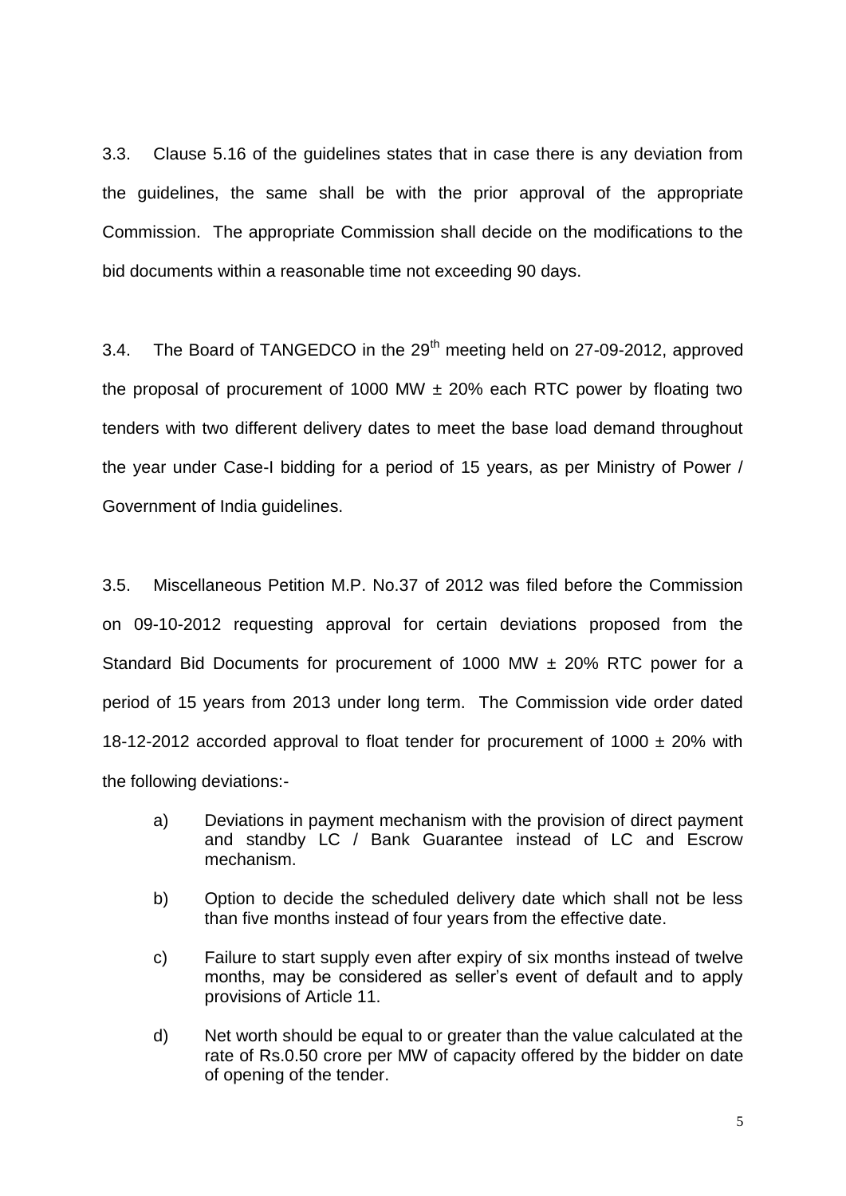3.3. Clause 5.16 of the guidelines states that in case there is any deviation from the guidelines, the same shall be with the prior approval of the appropriate Commission. The appropriate Commission shall decide on the modifications to the bid documents within a reasonable time not exceeding 90 days.

3.4. The Board of TANGEDCO in the 29th meeting held on 27-09-2012, approved the proposal of procurement of 1000 MW ± 20% each RTC power by floating two tenders with two different delivery dates to meet the base load demand throughout the year under Case-I bidding for a period of 15 years, as per Ministry of Power / Government of India guidelines.

3.5. Miscellaneous Petition M.P. No.37 of 2012 was filed before the Commission on 09-10-2012 requesting approval for certain deviations proposed from the Standard Bid Documents for procurement of 1000 MW ± 20% RTC power for a period of 15 years from 2013 under long term. The Commission vide order dated 18-12-2012 accorded approval to float tender for procurement of 1000 ± 20% with the following deviations:-

a) Deviations in payment mechanism with the provision of direct payment and standby LC / Bank Guarantee instead of LC and Escrow mechanism.

b) Option to decide the scheduled delivery date which shall not be less than five months instead of four years from the effective date.

c) Failure to start supply even after expiry of six months instead of twelve months, may be considered as seller's event of default and to apply provisions of Article 11.

d) Net worth should be equal to or greater than the value calculated at the rate of Rs.0.50 crore per MW of capacity offered by the bidder on date of opening of the tender.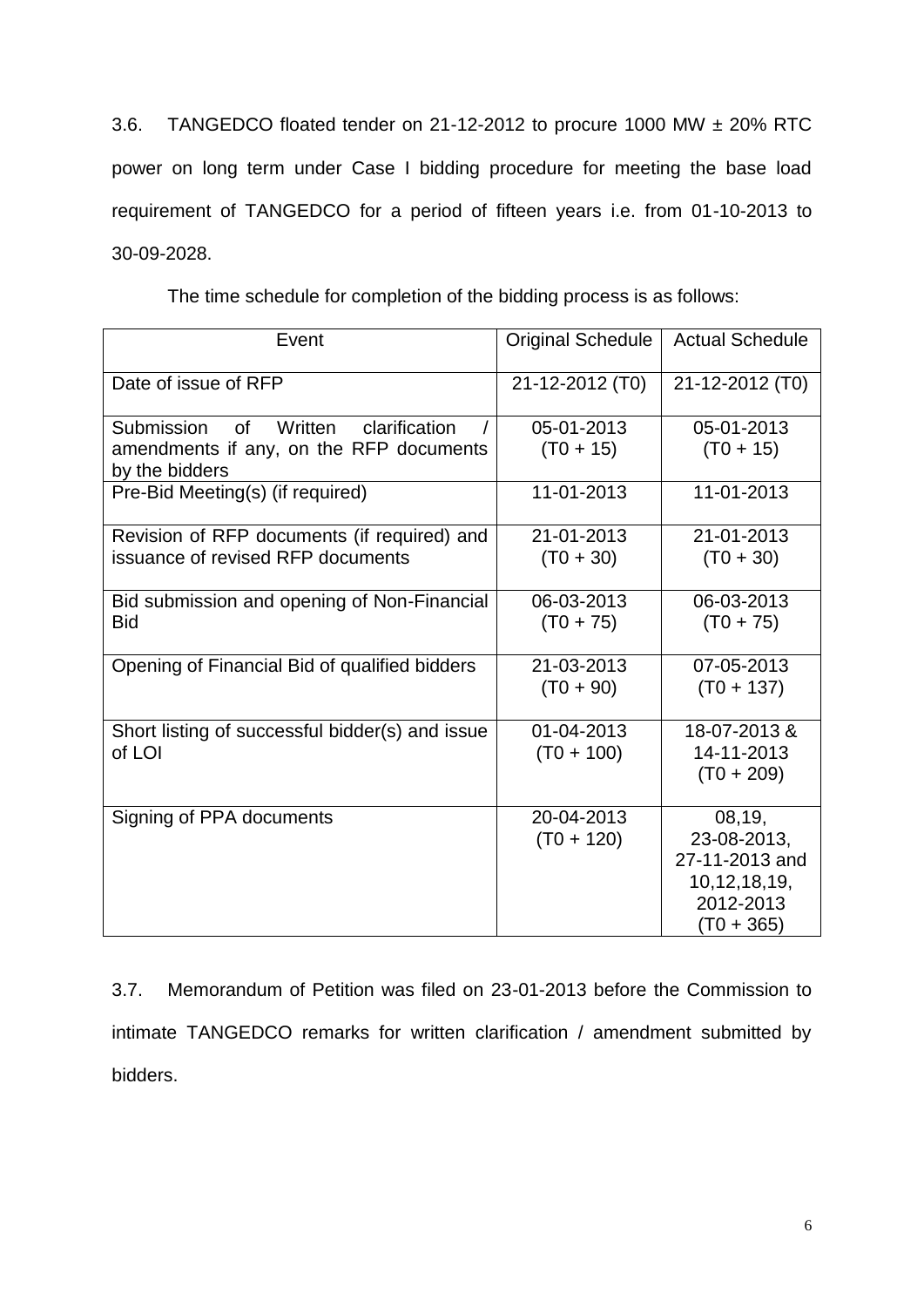3.6. TANGEDCO floated tender on 21-12-2012 to procure 1000 MW ± 20% RTC power on long term under Case I bidding procedure for meeting the base load requirement of TANGEDCO for a period of fifteen years i.e. from 01-10-2013 to 30-09-2028.

The time schedule for completion of the bidding process is as follows:

| Event | Original Schedule | Actual Schedule |
|---|---|---|
| Date of issue of RFP | 21-12-2012 (T0) | 21-12-2012 (T0) |
| Submission of Written clarification / amendments if any, on the RFP documents by the bidders | 05-01-2013 (T0 + 15) | 05-01-2013 (T0 + 15) |
| Pre-Bid Meeting(s) (if required) | 11-01-2013 | 11-01-2013 |
| Revision of RFP documents (if required) and issuance of revised RFP documents | 21-01-2013 (T0 + 30) | 21-01-2013 (T0 + 30) |
| Bid submission and opening of Non-Financial Bid | 06-03-2013 (T0 + 75) | 06-03-2013 (T0 + 75) |
| Opening of Financial Bid of qualified bidders | 21-03-2013 (T0 + 90) | 07-05-2013 (T0 + 137) |
| Short listing of successful bidder(s) and issue of LOI | 01-04-2013 (T0 + 100) | 18-07-2013 & 14-11-2013 (T0 + 209) |
| Signing of PPA documents | 20-04-2013 (T0 + 120) | 08,19, 23-08-2013, 27-11-2013 and 10,12,18,19, 2012-2013 (T0 + 365) |

3.7. Memorandum of Petition was filed on 23-01-2013 before the Commission to intimate TANGEDCO remarks for written clarification / amendment submitted by bidders.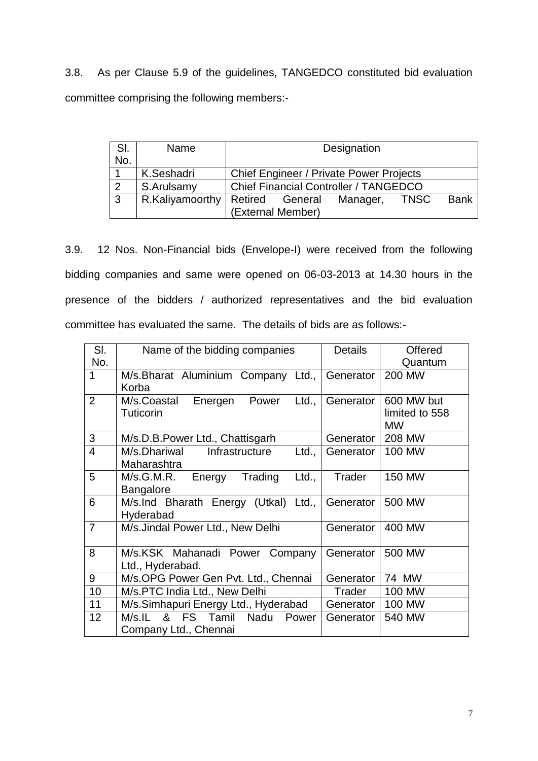3.8. As per Clause 5.9 of the guidelines, TANGEDCO constituted bid evaluation committee comprising the following members:-

| Sl. No. | Name | Designation |
|---|---|---|
| 1 | K.Seshadri | Chief Engineer / Private Power Projects |
| 2 | S.Arulsamy | Chief Financial Controller / TANGEDCO |
| 3 | R.Kaliyamoorthy | Retired General Manager, TNSC Bank (External Member) |

3.9. 12 Nos. Non-Financial bids (Envelope-I) were received from the following bidding companies and same were opened on 06-03-2013 at 14.30 hours in the presence of the bidders / authorized representatives and the bid evaluation committee has evaluated the same. The details of bids are as follows:-

| Sl. No. | Name of the bidding companies | Details | Offered Quantum |
|---|---|---|---|
| 1 | M/s.Bharat Aluminium Company Ltd., Korba | Generator | 200 MW |
| 2 | M/s.Coastal Energen Power Ltd., Tuticorin | Generator | 600 MW but limited to 558 MW |
| 3 | M/s.D.B.Power Ltd., Chattisgarh | Generator | 208 MW |
| 4 | M/s.Dhariwal Infrastructure Ltd., Maharashtra | Generator | 100 MW |
| 5 | M/s.G.M.R. Energy Trading Ltd., Bangalore | Trader | 150 MW |
| 6 | M/s.Ind Bharath Energy (Utkal) Ltd., Hyderabad | Generator | 500 MW |
| 7 | M/s.Jindal Power Ltd., New Delhi | Generator | 400 MW |
| 8 | M/s.KSK Mahanadi Power Company Ltd., Hyderabad. | Generator | 500 MW |
| 9 | M/s.OPG Power Gen Pvt. Ltd., Chennai | Generator | 74 MW |
| 10 | M/s.PTC India Ltd., New Delhi | Trader | 100 MW |
| 11 | M/s.Simhapuri Energy Ltd., Hyderabad | Generator | 100 MW |
| 12 | M/s.IL & FS Tamil Nadu Power Company Ltd., Chennai | Generator | 540 MW |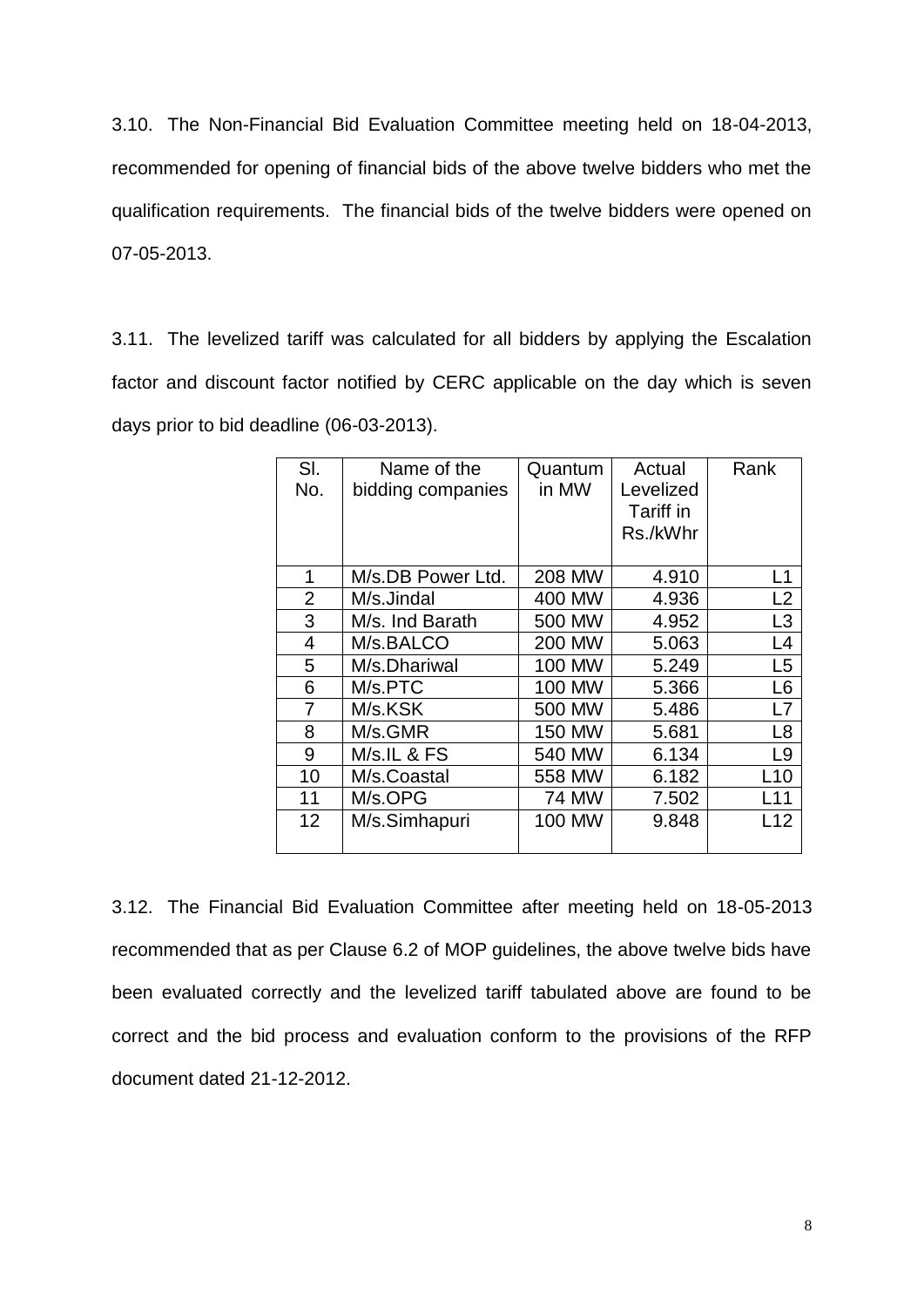3.10. The Non-Financial Bid Evaluation Committee meeting held on 18-04-2013, recommended for opening of financial bids of the above twelve bidders who met the qualification requirements. The financial bids of the twelve bidders were opened on 07-05-2013.

3.11. The levelized tariff was calculated for all bidders by applying the Escalation factor and discount factor notified by CERC applicable on the day which is seven days prior to bid deadline (06-03-2013).

| Sl. No. | Name of the bidding companies | Quantum in MW | Actual Levelized Tariff in Rs./kWhr | Rank |
|---|---|---|---|---|
| 1 | M/s.DB Power Ltd. | 208 MW | 4.910 | L1 |
| 2 | M/s.Jindal | 400 MW | 4.936 | L2 |
| 3 | M/s. Ind Barath | 500 MW | 4.952 | L3 |
| 4 | M/s.BALCO | 200 MW | 5.063 | L4 |
| 5 | M/s.Dhariwal | 100 MW | 5.249 | L5 |
| 6 | M/s.PTC | 100 MW | 5.366 | L6 |
| 7 | M/s.KSK | 500 MW | 5.486 | L7 |
| 8 | M/s.GMR | 150 MW | 5.681 | L8 |
| 9 | M/s.IL & FS | 540 MW | 6.134 | L9 |
| 10 | M/s.Coastal | 558 MW | 6.182 | L10 |
| 11 | M/s.OPG | 74 MW | 7.502 | L11 |
| 12 | M/s.Simhapuri | 100 MW | 9.848 | L12 |

3.12. The Financial Bid Evaluation Committee after meeting held on 18-05-2013 recommended that as per Clause 6.2 of MOP guidelines, the above twelve bids have been evaluated correctly and the levelized tariff tabulated above are found to be correct and the bid process and evaluation conform to the provisions of the RFP document dated 21-12-2012.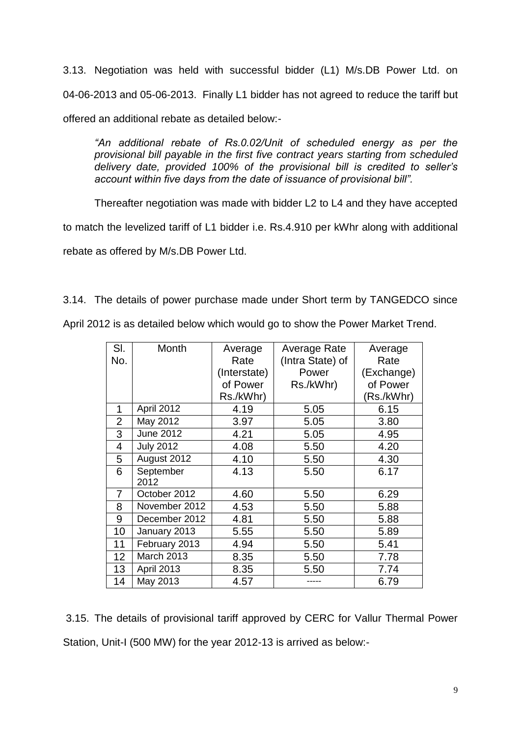3.13. Negotiation was held with successful bidder (L1) M/s.DB Power Ltd. on 04-06-2013 and 05-06-2013. Finally L1 bidder has not agreed to reduce the tariff but offered an additional rebate as detailed below:-

> *"An additional rebate of Rs.0.02/Unit of scheduled energy as per the provisional bill payable in the first five contract years starting from scheduled delivery date, provided 100% of the provisional bill is credited to seller's account within five days from the date of issuance of provisional bill".*

Thereafter negotiation was made with bidder L2 to L4 and they have accepted to match the levelized tariff of L1 bidder i.e. Rs.4.910 per kWhr along with additional rebate as offered by M/s.DB Power Ltd.

3.14. The details of power purchase made under Short term by TANGEDCO since April 2012 is as detailed below which would go to show the Power Market Trend.

| Sl. No. | Month | Average Rate (Interstate) of Power Rs./kWhr) | Average Rate (Intra State) of Power Rs./kWhr) | Average Rate (Exchange) of Power (Rs./kWhr) |
|---|---|---|---|---|
| 1 | April 2012 | 4.19 | 5.05 | 6.15 |
| 2 | May 2012 | 3.97 | 5.05 | 3.80 |
| 3 | June 2012 | 4.21 | 5.05 | 4.95 |
| 4 | July 2012 | 4.08 | 5.50 | 4.20 |
| 5 | August 2012 | 4.10 | 5.50 | 4.30 |
| 6 | September 2012 | 4.13 | 5.50 | 6.17 |
| 7 | October 2012 | 4.60 | 5.50 | 6.29 |
| 8 | November 2012 | 4.53 | 5.50 | 5.88 |
| 9 | December 2012 | 4.81 | 5.50 | 5.88 |
| 10 | January 2013 | 5.55 | 5.50 | 5.89 |
| 11 | February 2013 | 4.94 | 5.50 | 5.41 |
| 12 | March 2013 | 8.35 | 5.50 | 7.78 |
| 13 | April 2013 | 8.35 | 5.50 | 7.74 |
| 14 | May 2013 | 4.57 | ----- | 6.79 |

3.15. The details of provisional tariff approved by CERC for Vallur Thermal Power Station, Unit-I (500 MW) for the year 2012-13 is arrived as below:-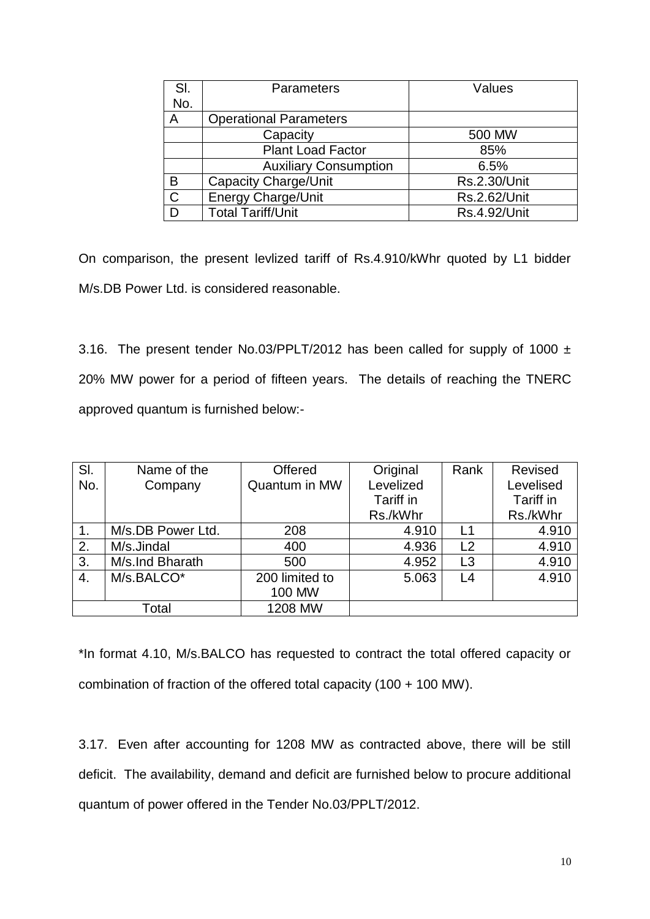| Sl. No. | Parameters | Values |
|---|---|---|
| A | Operational Parameters | |
| | Capacity | 500 MW |
| | Plant Load Factor | 85% |
| | Auxiliary Consumption | 6.5% |
| B | Capacity Charge/Unit | Rs.2.30/Unit |
| C | Energy Charge/Unit | Rs.2.62/Unit |
| D | Total Tariff/Unit | Rs.4.92/Unit |

On comparison, the present levlized tariff of Rs.4.910/kWhr quoted by L1 bidder M/s.DB Power Ltd. is considered reasonable.

3.16. The present tender No.03/PPLT/2012 has been called for supply of 1000 ± 20% MW power for a period of fifteen years. The details of reaching the TNERC approved quantum is furnished below:-

| Sl. No. | Name of the Company | Offered Quantum in MW | Original Levelized Tariff in Rs./kWhr | Rank | Revised Levelised Tariff in Rs./kWhr |
|---|---|---|---|---|---|
| 1. | M/s.DB Power Ltd. | 208 | 4.910 | L1 | 4.910 |
| 2. | M/s.Jindal | 400 | 4.936 | L2 | 4.910 |
| 3. | M/s.Ind Bharath | 500 | 4.952 | L3 | 4.910 |
| 4. | M/s.BALCO* | 200 limited to 100 MW | 5.063 | L4 | 4.910 |
| Total | | 1208 MW | | | |

*In format 4.10, M/s.BALCO has requested to contract the total offered capacity or combination of fraction of the offered total capacity (100 + 100 MW).

3.17. Even after accounting for 1208 MW as contracted above, there will be still deficit. The availability, demand and deficit are furnished below to procure additional quantum of power offered in the Tender No.03/PPLT/2012.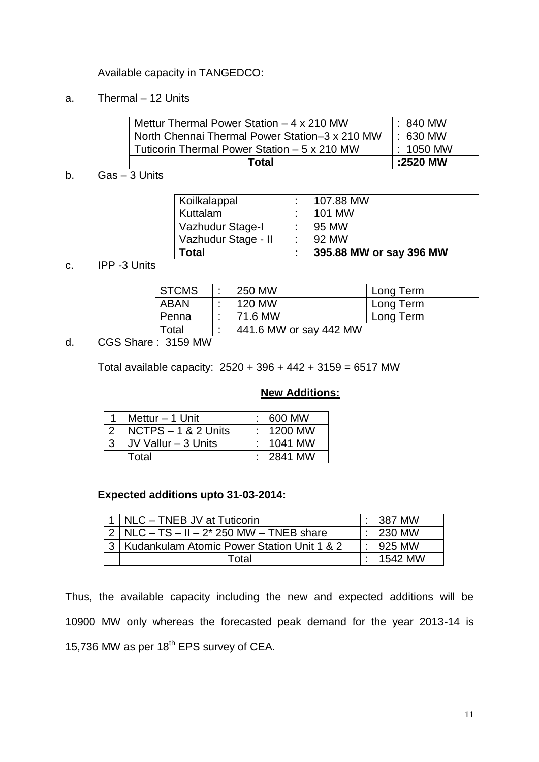Available capacity in TANGEDCO:

a. Thermal – 12 Units

| Mettur Thermal Power Station – 4 x 210 MW | : 840 MW |
|---|---|
| North Chennai Thermal Power Station–3 x 210 MW | : 630 MW |
| Tuticorin Thermal Power Station – 5 x 210 MW | : 1050 MW |
| **Total** | **:2520 MW** |

b. Gas – 3 Units

| Koilkalappal | : | 107.88 MW |
|---|---|---|
| Kuttalam | : | 101 MW |
| Vazhudur Stage-I | : | 95 MW |
| Vazhudur Stage - II | : | 92 MW |
| **Total** | **:** | **395.88 MW or say 396 MW** |

c. IPP -3 Units

| STCMS | : | 250 MW | Long Term |
|---|---|---|---|
| ABAN | : | 120 MW | Long Term |
| Penna | : | 71.6 MW | Long Term |
| Total | : | 441.6 MW or say 442 MW | |

d. CGS Share : 3159 MW

Total available capacity: 2520 + 396 + 442 + 3159 = 6517 MW

**New Additions:**

| 1 | Mettur – 1 Unit | : | 600 MW |
|---|---|---|---|
| 2 | NCTPS – 1 & 2 Units | : | 1200 MW |
| 3 | JV Vallur – 3 Units | : | 1041 MW |
| | Total | : | 2841 MW |

**Expected additions upto 31-03-2014:**

| 1 | NLC – TNEB JV at Tuticorin | : | 387 MW |
|---|---|---|---|
| 2 | NLC – TS – II – 2* 250 MW – TNEB share | : | 230 MW |
| 3 | Kudankulam Atomic Power Station Unit 1 & 2 | : | 925 MW |
| | Total | : | 1542 MW |

Thus, the available capacity including the new and expected additions will be 10900 MW only whereas the forecasted peak demand for the year 2013-14 is 15,736 MW as per 18th EPS survey of CEA.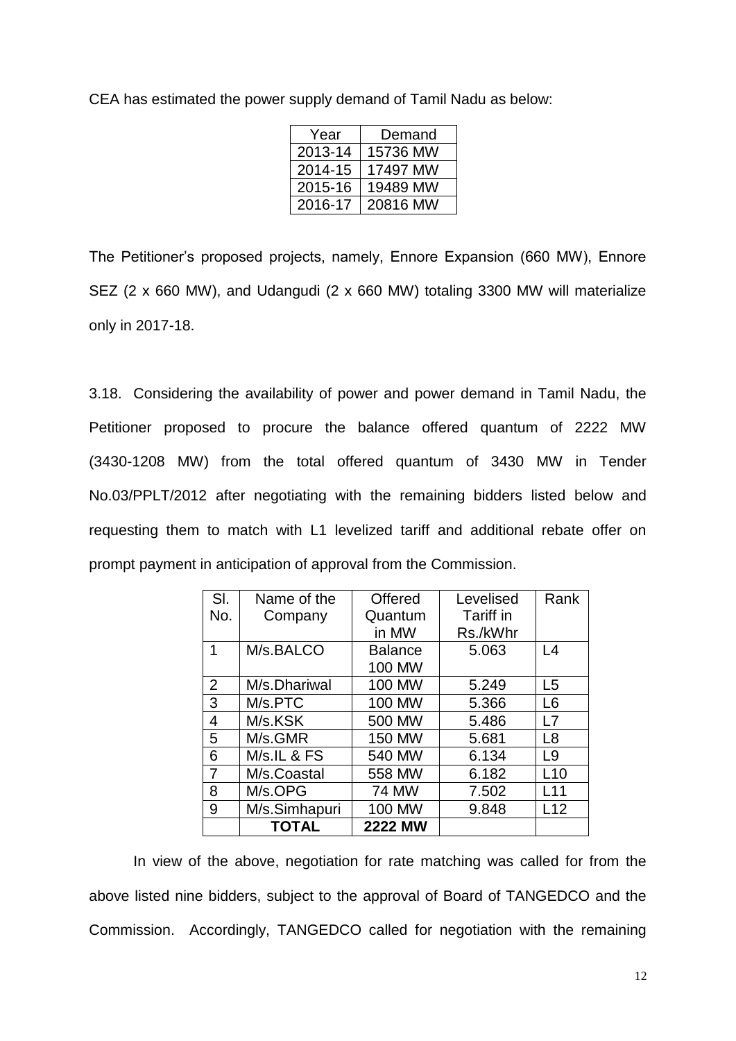CEA has estimated the power supply demand of Tamil Nadu as below:

| Year | Demand |
|---|---|
| 2013-14 | 15736 MW |
| 2014-15 | 17497 MW |
| 2015-16 | 19489 MW |
| 2016-17 | 20816 MW |

The Petitioner's proposed projects, namely, Ennore Expansion (660 MW), Ennore SEZ (2 x 660 MW), and Udangudi (2 x 660 MW) totaling 3300 MW will materialize only in 2017-18.

3.18. Considering the availability of power and power demand in Tamil Nadu, the Petitioner proposed to procure the balance offered quantum of 2222 MW (3430-1208 MW) from the total offered quantum of 3430 MW in Tender No.03/PPLT/2012 after negotiating with the remaining bidders listed below and requesting them to match with L1 levelized tariff and additional rebate offer on prompt payment in anticipation of approval from the Commission.

| Sl. No. | Name of the Company | Offered Quantum in MW | Levelised Tariff in Rs./kWhr | Rank |
|---|---|---|---|---|
| 1 | M/s.BALCO | Balance 100 MW | 5.063 | L4 |
| 2 | M/s.Dhariwal | 100 MW | 5.249 | L5 |
| 3 | M/s.PTC | 100 MW | 5.366 | L6 |
| 4 | M/s.KSK | 500 MW | 5.486 | L7 |
| 5 | M/s.GMR | 150 MW | 5.681 | L8 |
| 6 | M/s.IL & FS | 540 MW | 6.134 | L9 |
| 7 | M/s.Coastal | 558 MW | 6.182 | L10 |
| 8 | M/s.OPG | 74 MW | 7.502 | L11 |
| 9 | M/s.Simhapuri | 100 MW | 9.848 | L12 |
| | **TOTAL** | **2222 MW** | | |

In view of the above, negotiation for rate matching was called for from the above listed nine bidders, subject to the approval of Board of TANGEDCO and the Commission. Accordingly, TANGEDCO called for negotiation with the remaining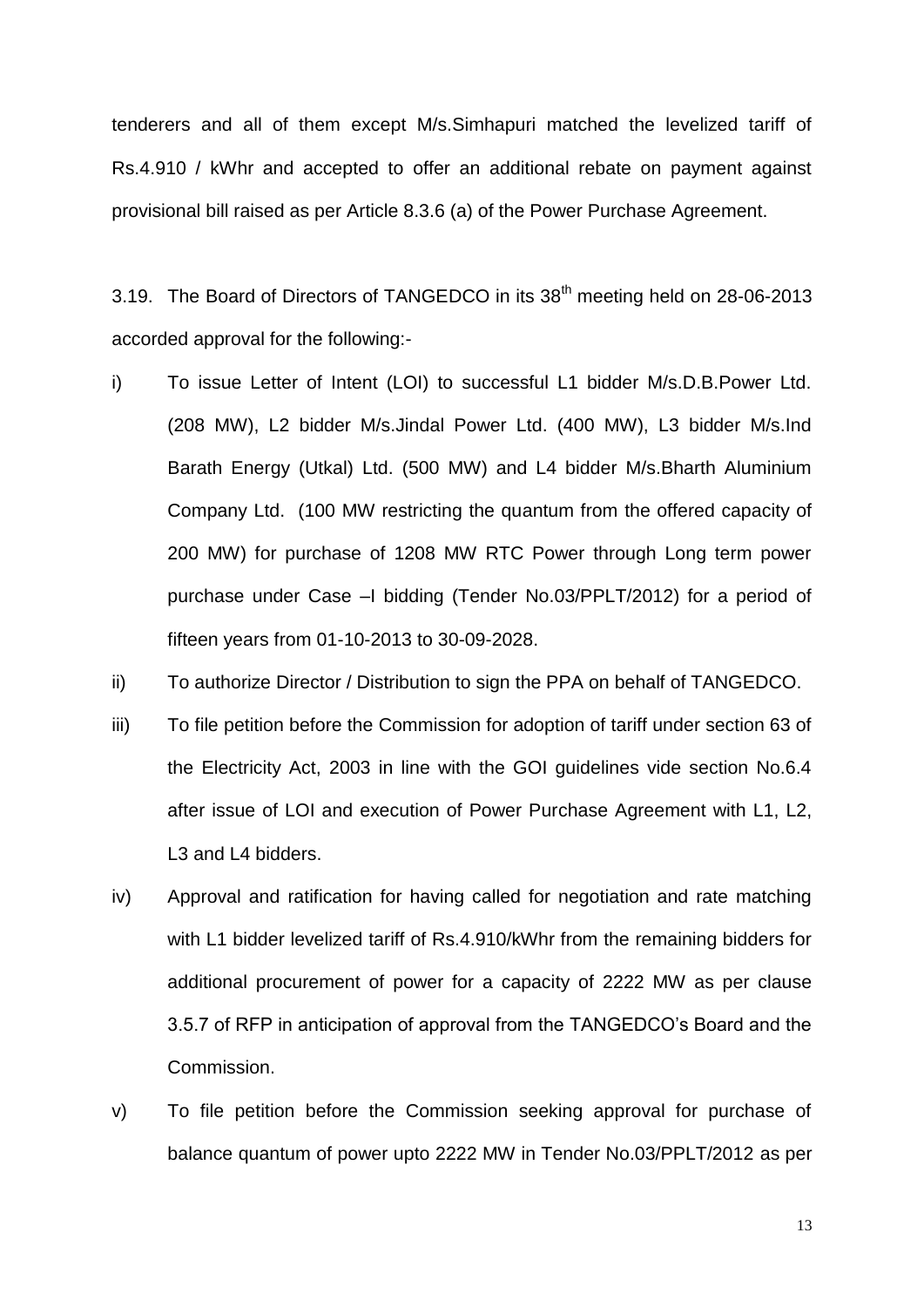tenderers and all of them except M/s.Simhapuri matched the levelized tariff of Rs.4.910 / kWhr and accepted to offer an additional rebate on payment against provisional bill raised as per Article 8.3.6 (a) of the Power Purchase Agreement.

3.19. The Board of Directors of TANGEDCO in its 38th meeting held on 28-06-2013 accorded approval for the following:-

i) To issue Letter of Intent (LOI) to successful L1 bidder M/s.D.B.Power Ltd. (208 MW), L2 bidder M/s.Jindal Power Ltd. (400 MW), L3 bidder M/s.Ind Barath Energy (Utkal) Ltd. (500 MW) and L4 bidder M/s.Bharth Aluminium Company Ltd. (100 MW restricting the quantum from the offered capacity of 200 MW) for purchase of 1208 MW RTC Power through Long term power purchase under Case –I bidding (Tender No.03/PPLT/2012) for a period of fifteen years from 01-10-2013 to 30-09-2028.

ii) To authorize Director / Distribution to sign the PPA on behalf of TANGEDCO.

iii) To file petition before the Commission for adoption of tariff under section 63 of the Electricity Act, 2003 in line with the GOI guidelines vide section No.6.4 after issue of LOI and execution of Power Purchase Agreement with L1, L2, L3 and L4 bidders.

iv) Approval and ratification for having called for negotiation and rate matching with L1 bidder levelized tariff of Rs.4.910/kWhr from the remaining bidders for additional procurement of power for a capacity of 2222 MW as per clause 3.5.7 of RFP in anticipation of approval from the TANGEDCO's Board and the Commission.

v) To file petition before the Commission seeking approval for purchase of balance quantum of power upto 2222 MW in Tender No.03/PPLT/2012 as per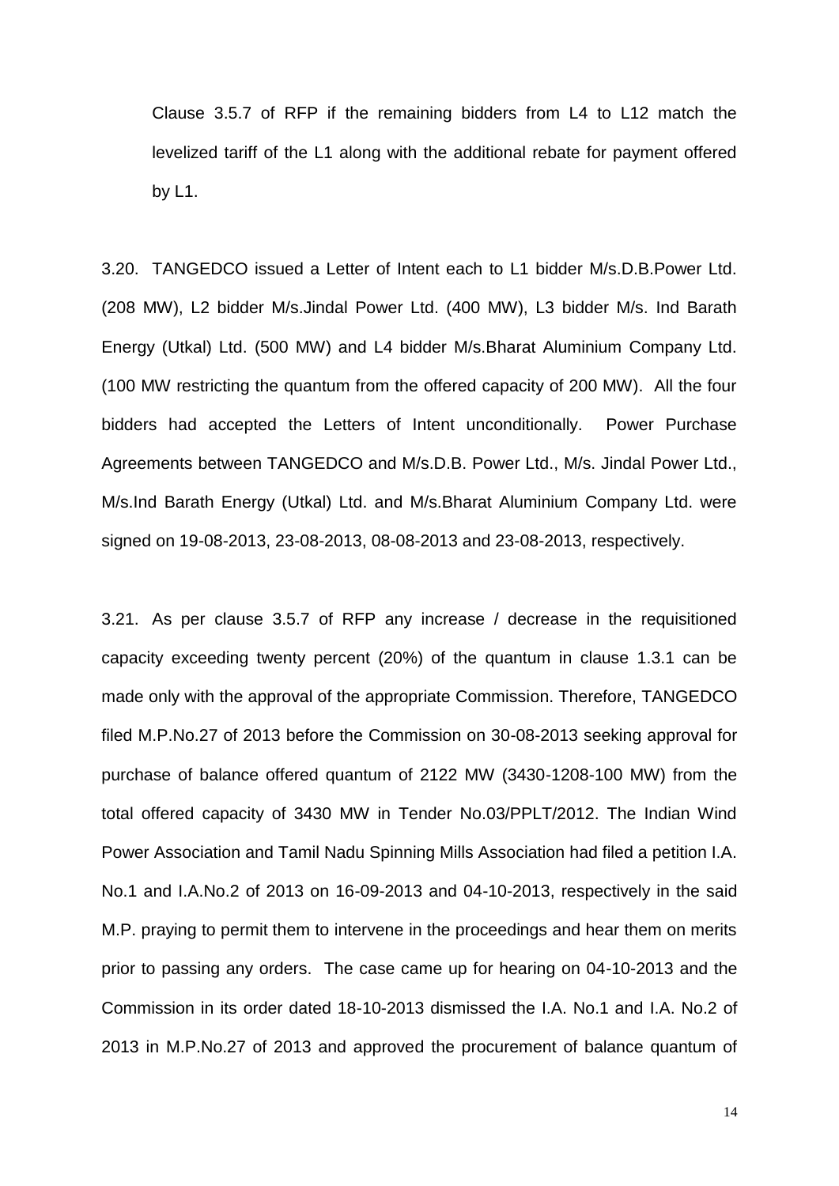Clause 3.5.7 of RFP if the remaining bidders from L4 to L12 match the levelized tariff of the L1 along with the additional rebate for payment offered by L1.

3.20. TANGEDCO issued a Letter of Intent each to L1 bidder M/s.D.B.Power Ltd. (208 MW), L2 bidder M/s.Jindal Power Ltd. (400 MW), L3 bidder M/s. Ind Barath Energy (Utkal) Ltd. (500 MW) and L4 bidder M/s.Bharat Aluminium Company Ltd. (100 MW restricting the quantum from the offered capacity of 200 MW). All the four bidders had accepted the Letters of Intent unconditionally. Power Purchase Agreements between TANGEDCO and M/s.D.B. Power Ltd., M/s. Jindal Power Ltd., M/s.Ind Barath Energy (Utkal) Ltd. and M/s.Bharat Aluminium Company Ltd. were signed on 19-08-2013, 23-08-2013, 08-08-2013 and 23-08-2013, respectively.

3.21. As per clause 3.5.7 of RFP any increase / decrease in the requisitioned capacity exceeding twenty percent (20%) of the quantum in clause 1.3.1 can be made only with the approval of the appropriate Commission. Therefore, TANGEDCO filed M.P.No.27 of 2013 before the Commission on 30-08-2013 seeking approval for purchase of balance offered quantum of 2122 MW (3430-1208-100 MW) from the total offered capacity of 3430 MW in Tender No.03/PPLT/2012. The Indian Wind Power Association and Tamil Nadu Spinning Mills Association had filed a petition I.A. No.1 and I.A.No.2 of 2013 on 16-09-2013 and 04-10-2013, respectively in the said M.P. praying to permit them to intervene in the proceedings and hear them on merits prior to passing any orders. The case came up for hearing on 04-10-2013 and the Commission in its order dated 18-10-2013 dismissed the I.A. No.1 and I.A. No.2 of 2013 in M.P.No.27 of 2013 and approved the procurement of balance quantum of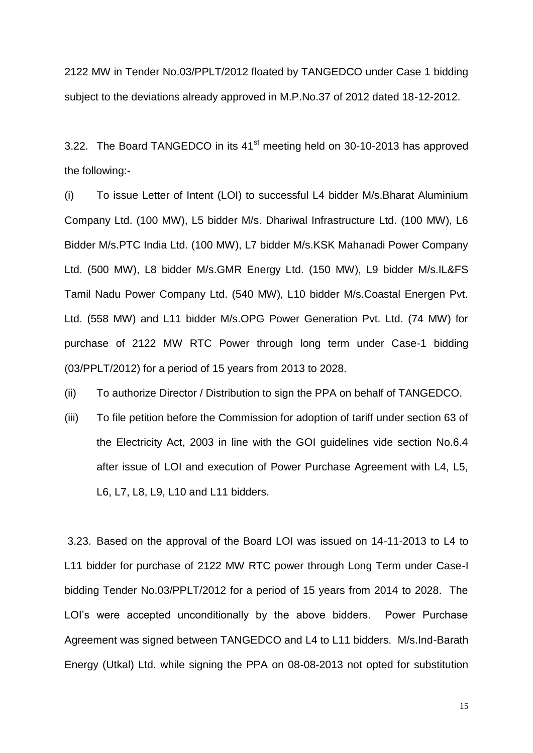2122 MW in Tender No.03/PPLT/2012 floated by TANGEDCO under Case 1 bidding subject to the deviations already approved in M.P.No.37 of 2012 dated 18-12-2012.

3.22. The Board TANGEDCO in its 41st meeting held on 30-10-2013 has approved the following:-

(i) To issue Letter of Intent (LOI) to successful L4 bidder M/s.Bharat Aluminium Company Ltd. (100 MW), L5 bidder M/s. Dhariwal Infrastructure Ltd. (100 MW), L6 Bidder M/s.PTC India Ltd. (100 MW), L7 bidder M/s.KSK Mahanadi Power Company Ltd. (500 MW), L8 bidder M/s.GMR Energy Ltd. (150 MW), L9 bidder M/s.IL&FS Tamil Nadu Power Company Ltd. (540 MW), L10 bidder M/s.Coastal Energen Pvt. Ltd. (558 MW) and L11 bidder M/s.OPG Power Generation Pvt. Ltd. (74 MW) for purchase of 2122 MW RTC Power through long term under Case-1 bidding (03/PPLT/2012) for a period of 15 years from 2013 to 2028.

(ii) To authorize Director / Distribution to sign the PPA on behalf of TANGEDCO.

(iii) To file petition before the Commission for adoption of tariff under section 63 of the Electricity Act, 2003 in line with the GOI guidelines vide section No.6.4 after issue of LOI and execution of Power Purchase Agreement with L4, L5, L6, L7, L8, L9, L10 and L11 bidders.

3.23. Based on the approval of the Board LOI was issued on 14-11-2013 to L4 to L11 bidder for purchase of 2122 MW RTC power through Long Term under Case-I bidding Tender No.03/PPLT/2012 for a period of 15 years from 2014 to 2028. The LOI's were accepted unconditionally by the above bidders. Power Purchase Agreement was signed between TANGEDCO and L4 to L11 bidders. M/s.Ind-Barath Energy (Utkal) Ltd. while signing the PPA on 08-08-2013 not opted for substitution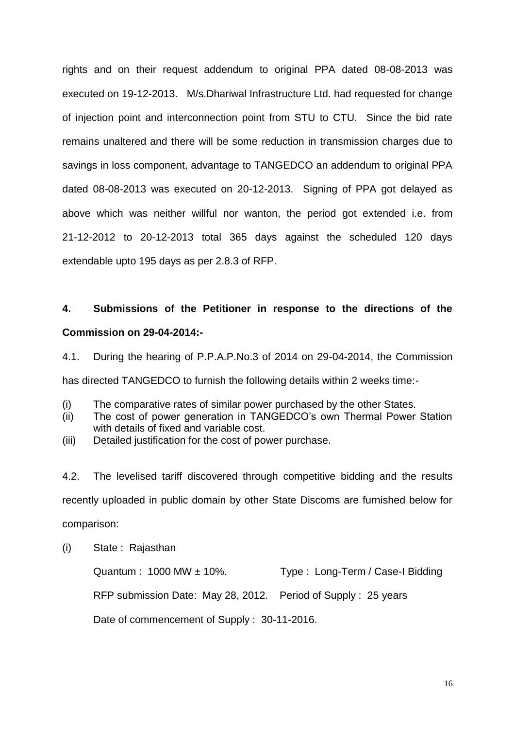rights and on their request addendum to original PPA dated 08-08-2013 was executed on 19-12-2013. M/s.Dhariwal Infrastructure Ltd. had requested for change of injection point and interconnection point from STU to CTU. Since the bid rate remains unaltered and there will be some reduction in transmission charges due to savings in loss component, advantage to TANGEDCO an addendum to original PPA dated 08-08-2013 was executed on 20-12-2013. Signing of PPA got delayed as above which was neither willful nor wanton, the period got extended i.e. from 21-12-2012 to 20-12-2013 total 365 days against the scheduled 120 days extendable upto 195 days as per 2.8.3 of RFP.

**4. Submissions of the Petitioner in response to the directions of the Commission on 29-04-2014:-**

4.1. During the hearing of P.P.A.P.No.3 of 2014 on 29-04-2014, the Commission has directed TANGEDCO to furnish the following details within 2 weeks time:-

(i) The comparative rates of similar power purchased by the other States.
(ii) The cost of power generation in TANGEDCO's own Thermal Power Station with details of fixed and variable cost.
(iii) Detailed justification for the cost of power purchase.

4.2. The levelised tariff discovered through competitive bidding and the results recently uploaded in public domain by other State Discoms are furnished below for comparison:

(i) State : Rajasthan

Quantum : 1000 MW ± 10%. Type : Long-Term / Case-I Bidding

RFP submission Date: May 28, 2012. Period of Supply : 25 years

Date of commencement of Supply : 30-11-2016.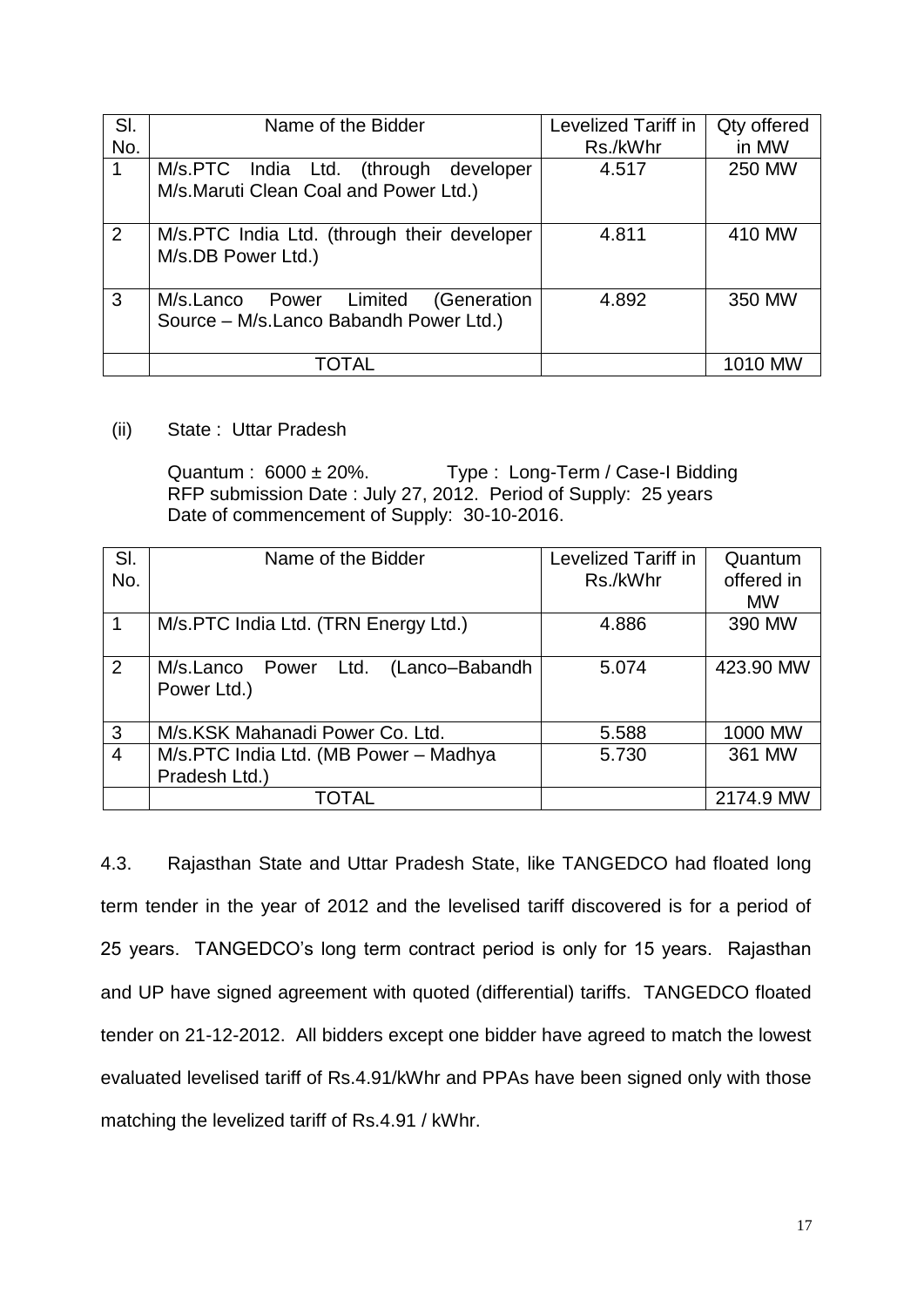| Sl. No. | Name of the Bidder | Levelized Tariff in Rs./kWhr | Qty offered in MW |
|---|---|---|---|
| 1 | M/s.PTC India Ltd. (through developer M/s.Maruti Clean Coal and Power Ltd.) | 4.517 | 250 MW |
| 2 | M/s.PTC India Ltd. (through their developer M/s.DB Power Ltd.) | 4.811 | 410 MW |
| 3 | M/s.Lanco Power Limited (Generation Source – M/s.Lanco Babandh Power Ltd.) | 4.892 | 350 MW |
| | TOTAL | | 1010 MW |

(ii) State : Uttar Pradesh

Quantum : 6000 ± 20%. Type : Long-Term / Case-I Bidding
RFP submission Date : July 27, 2012. Period of Supply: 25 years
Date of commencement of Supply: 30-10-2016.

| Sl. No. | Name of the Bidder | Levelized Tariff in Rs./kWhr | Quantum offered in MW |
|---|---|---|---|
| 1 | M/s.PTC India Ltd. (TRN Energy Ltd.) | 4.886 | 390 MW |
| 2 | M/s.Lanco Power Ltd. (Lanco–Babandh Power Ltd.) | 5.074 | 423.90 MW |
| 3 | M/s.KSK Mahanadi Power Co. Ltd. | 5.588 | 1000 MW |
| 4 | M/s.PTC India Ltd. (MB Power – Madhya Pradesh Ltd.) | 5.730 | 361 MW |
| | TOTAL | | 2174.9 MW |

4.3. Rajasthan State and Uttar Pradesh State, like TANGEDCO had floated long term tender in the year of 2012 and the levelised tariff discovered is for a period of 25 years. TANGEDCO's long term contract period is only for 15 years. Rajasthan and UP have signed agreement with quoted (differential) tariffs. TANGEDCO floated tender on 21-12-2012. All bidders except one bidder have agreed to match the lowest evaluated levelised tariff of Rs.4.91/kWhr and PPAs have been signed only with those matching the levelized tariff of Rs.4.91 / kWhr.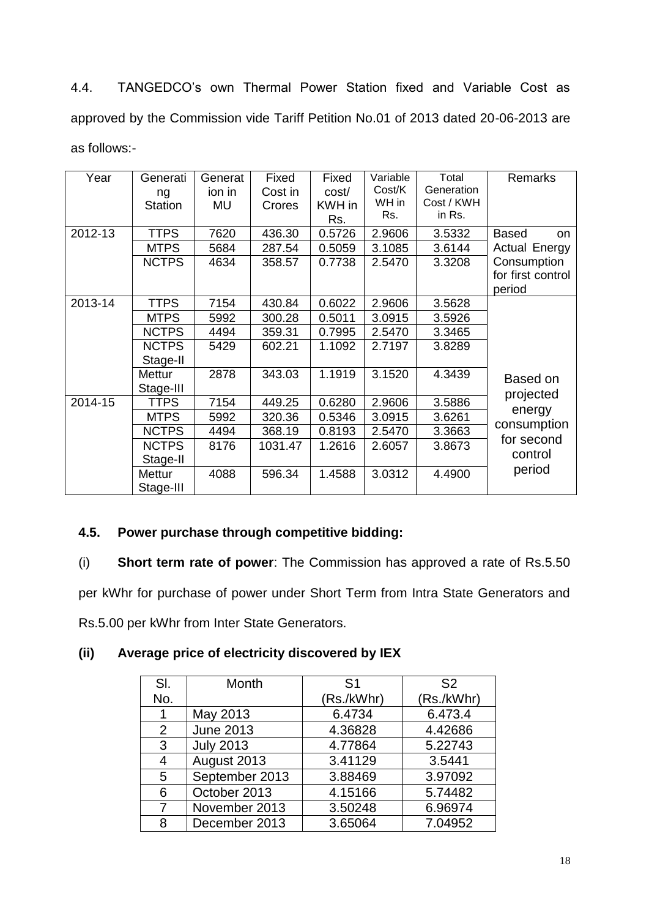4.4. TANGEDCO's own Thermal Power Station fixed and Variable Cost as approved by the Commission vide Tariff Petition No.01 of 2013 dated 20-06-2013 are as follows:-

| Year | Generating Station | Generation in MU | Fixed Cost in Crores | Fixed cost/ KWH in Rs. | Variable Cost/KWH in Rs. | Total Generation Cost / KWH in Rs. | Remarks |
|---|---|---|---|---|---|---|---|
| 2012-13 | TTPS | 7620 | 436.30 | 0.5726 | 2.9606 | 3.5332 | Based on Actual Energy Consumption for first control period |
| | MTPS | 5684 | 287.54 | 0.5059 | 3.1085 | 3.6144 | |
| | NCTPS | 4634 | 358.57 | 0.7738 | 2.5470 | 3.3208 | |
| 2013-14 | TTPS | 7154 | 430.84 | 0.6022 | 2.9606 | 3.5628 | Based on projected energy consumption for second control period |
| | MTPS | 5992 | 300.28 | 0.5011 | 3.0915 | 3.5926 | |
| | NCTPS | 4494 | 359.31 | 0.7995 | 2.5470 | 3.3465 | |
| | NCTPS Stage-II | 5429 | 602.21 | 1.1092 | 2.7197 | 3.8289 | |
| | Mettur Stage-III | 2878 | 343.03 | 1.1919 | 3.1520 | 4.3439 | |
| 2014-15 | TTPS | 7154 | 449.25 | 0.6280 | 2.9606 | 3.5886 | |
| | MTPS | 5992 | 320.36 | 0.5346 | 3.0915 | 3.6261 | |
| | NCTPS | 4494 | 368.19 | 0.8193 | 2.5470 | 3.3663 | |
| | NCTPS Stage-II | 8176 | 1031.47 | 1.2616 | 2.6057 | 3.8673 | |
| | Mettur Stage-III | 4088 | 596.34 | 1.4588 | 3.0312 | 4.4900 | |

### 4.5. Power purchase through competitive bidding:

(i) **Short term rate of power**: The Commission has approved a rate of Rs.5.50 per kWhr for purchase of power under Short Term from Intra State Generators and Rs.5.00 per kWhr from Inter State Generators.

### (ii) Average price of electricity discovered by IEX

| Sl. No. | Month | S1 (Rs./kWhr) | S2 (Rs./kWhr) |
|---|---|---|---|
| 1 | May 2013 | 6.4734 | 6.473.4 |
| 2 | June 2013 | 4.36828 | 4.42686 |
| 3 | July 2013 | 4.77864 | 5.22743 |
| 4 | August 2013 | 3.41129 | 3.5441 |
| 5 | September 2013 | 3.88469 | 3.97092 |
| 6 | October 2013 | 4.15166 | 5.74482 |
| 7 | November 2013 | 3.50248 | 6.96974 |
| 8 | December 2013 | 3.65064 | 7.04952 |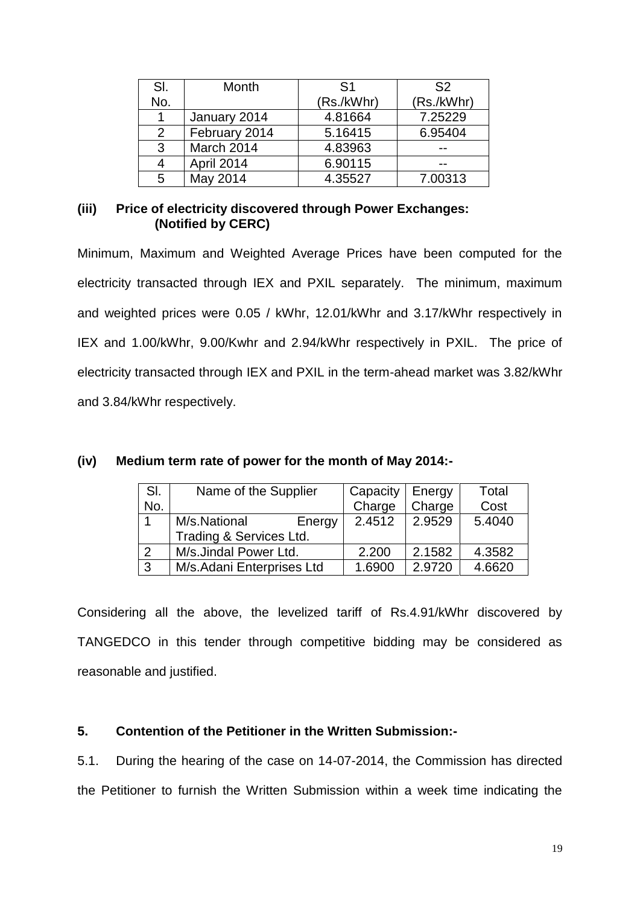| Sl. No. | Month | S1 (Rs./kWhr) | S2 (Rs./kWhr) |
|---|---|---|---|
| 1 | January 2014 | 4.81664 | 7.25229 |
| 2 | February 2014 | 5.16415 | 6.95404 |
| 3 | March 2014 | 4.83963 | -- |
| 4 | April 2014 | 6.90115 | -- |
| 5 | May 2014 | 4.35527 | 7.00313 |

**(iii) Price of electricity discovered through Power Exchanges: (Notified by CERC)**

Minimum, Maximum and Weighted Average Prices have been computed for the electricity transacted through IEX and PXIL separately. The minimum, maximum and weighted prices were 0.05 / kWhr, 12.01/kWhr and 3.17/kWhr respectively in IEX and 1.00/kWhr, 9.00/Kwhr and 2.94/kWhr respectively in PXIL. The price of electricity transacted through IEX and PXIL in the term-ahead market was 3.82/kWhr and 3.84/kWhr respectively.

**(iv) Medium term rate of power for the month of May 2014:-**

| Sl. No. | Name of the Supplier | Capacity Charge | Energy Charge | Total Cost |
|---|---|---|---|---|
| 1 | M/s.National Energy Trading & Services Ltd. | 2.4512 | 2.9529 | 5.4040 |
| 2 | M/s.Jindal Power Ltd. | 2.200 | 2.1582 | 4.3582 |
| 3 | M/s.Adani Enterprises Ltd | 1.6900 | 2.9720 | 4.6620 |

Considering all the above, the levelized tariff of Rs.4.91/kWhr discovered by TANGEDCO in this tender through competitive bidding may be considered as reasonable and justified.

**5. Contention of the Petitioner in the Written Submission:-**

5.1. During the hearing of the case on 14-07-2014, the Commission has directed the Petitioner to furnish the Written Submission within a week time indicating the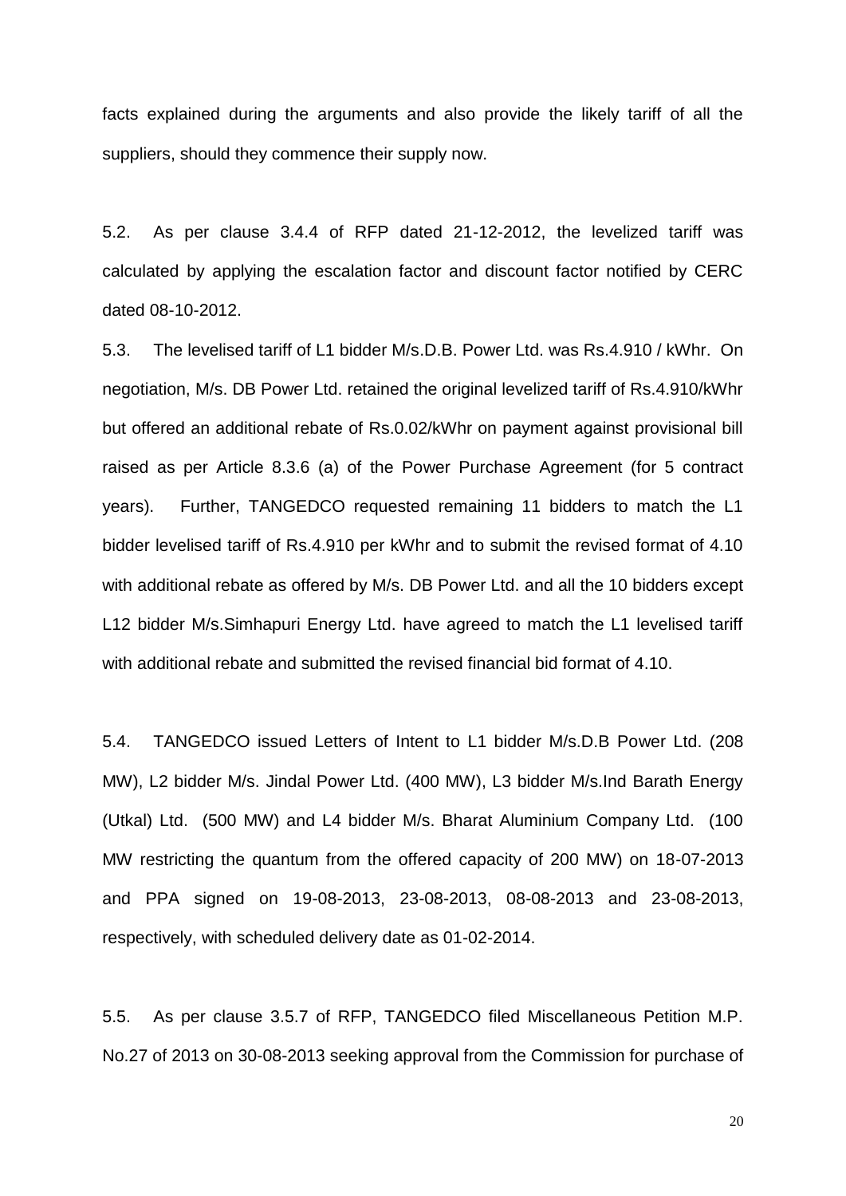facts explained during the arguments and also provide the likely tariff of all the suppliers, should they commence their supply now.

5.2. As per clause 3.4.4 of RFP dated 21-12-2012, the levelized tariff was calculated by applying the escalation factor and discount factor notified by CERC dated 08-10-2012.

5.3. The levelised tariff of L1 bidder M/s.D.B. Power Ltd. was Rs.4.910 / kWhr. On negotiation, M/s. DB Power Ltd. retained the original levelized tariff of Rs.4.910/kWhr but offered an additional rebate of Rs.0.02/kWhr on payment against provisional bill raised as per Article 8.3.6 (a) of the Power Purchase Agreement (for 5 contract years). Further, TANGEDCO requested remaining 11 bidders to match the L1 bidder levelised tariff of Rs.4.910 per kWhr and to submit the revised format of 4.10 with additional rebate as offered by M/s. DB Power Ltd. and all the 10 bidders except L12 bidder M/s.Simhapuri Energy Ltd. have agreed to match the L1 levelised tariff with additional rebate and submitted the revised financial bid format of 4.10.

5.4. TANGEDCO issued Letters of Intent to L1 bidder M/s.D.B Power Ltd. (208 MW), L2 bidder M/s. Jindal Power Ltd. (400 MW), L3 bidder M/s.Ind Barath Energy (Utkal) Ltd. (500 MW) and L4 bidder M/s. Bharat Aluminium Company Ltd. (100 MW restricting the quantum from the offered capacity of 200 MW) on 18-07-2013 and PPA signed on 19-08-2013, 23-08-2013, 08-08-2013 and 23-08-2013, respectively, with scheduled delivery date as 01-02-2014.

5.5. As per clause 3.5.7 of RFP, TANGEDCO filed Miscellaneous Petition M.P. No.27 of 2013 on 30-08-2013 seeking approval from the Commission for purchase of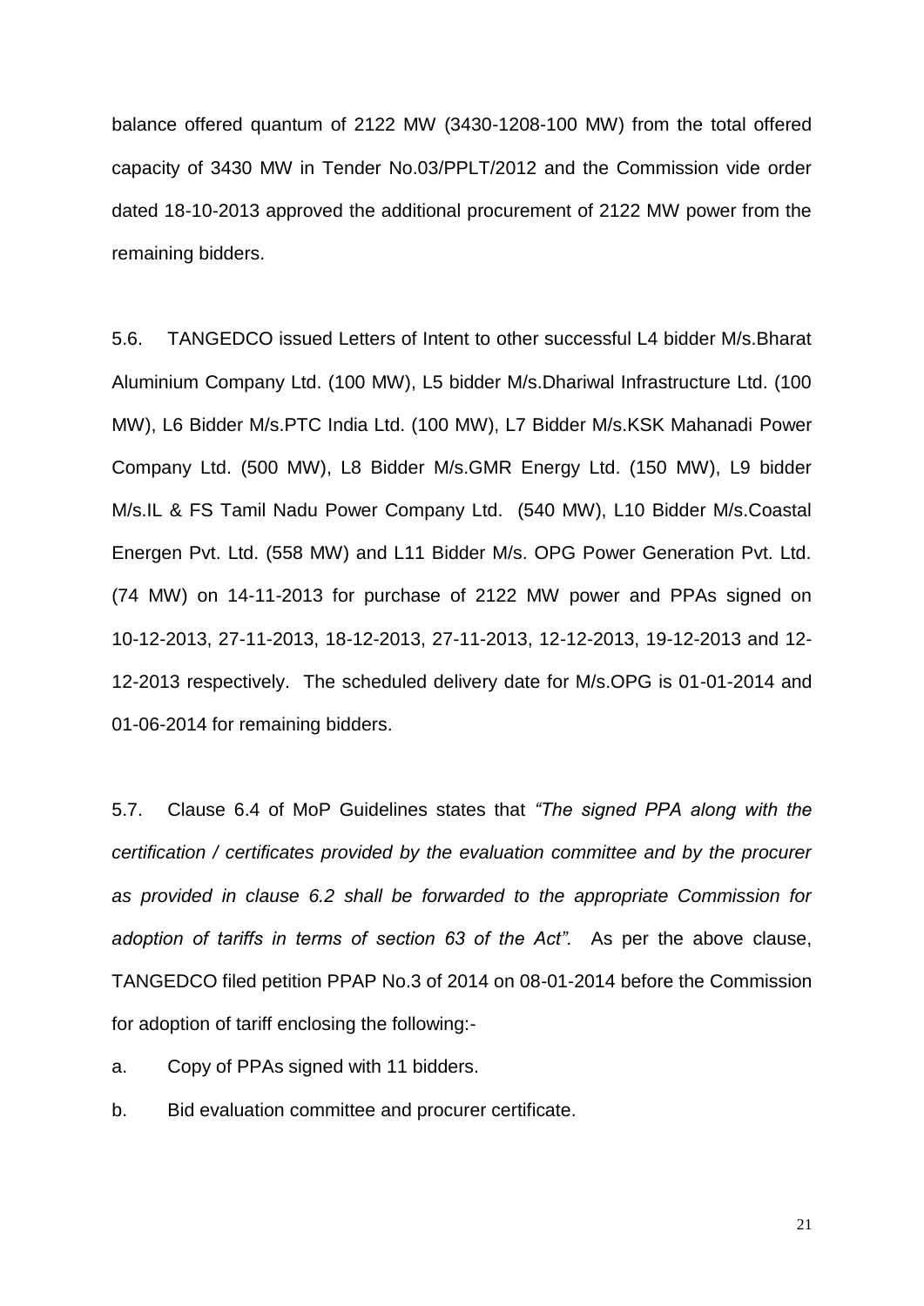balance offered quantum of 2122 MW (3430-1208-100 MW) from the total offered capacity of 3430 MW in Tender No.03/PPLT/2012 and the Commission vide order dated 18-10-2013 approved the additional procurement of 2122 MW power from the remaining bidders.

5.6. TANGEDCO issued Letters of Intent to other successful L4 bidder M/s.Bharat Aluminium Company Ltd. (100 MW), L5 bidder M/s.Dhariwal Infrastructure Ltd. (100 MW), L6 Bidder M/s.PTC India Ltd. (100 MW), L7 Bidder M/s.KSK Mahanadi Power Company Ltd. (500 MW), L8 Bidder M/s.GMR Energy Ltd. (150 MW), L9 bidder M/s.IL & FS Tamil Nadu Power Company Ltd. (540 MW), L10 Bidder M/s.Coastal Energen Pvt. Ltd. (558 MW) and L11 Bidder M/s. OPG Power Generation Pvt. Ltd. (74 MW) on 14-11-2013 for purchase of 2122 MW power and PPAs signed on 10-12-2013, 27-11-2013, 18-12-2013, 27-11-2013, 12-12-2013, 19-12-2013 and 12-12-2013 respectively. The scheduled delivery date for M/s.OPG is 01-01-2014 and 01-06-2014 for remaining bidders.

5.7. Clause 6.4 of MoP Guidelines states that *"The signed PPA along with the certification / certificates provided by the evaluation committee and by the procurer as provided in clause 6.2 shall be forwarded to the appropriate Commission for adoption of tariffs in terms of section 63 of the Act".* As per the above clause, TANGEDCO filed petition PPAP No.3 of 2014 on 08-01-2014 before the Commission for adoption of tariff enclosing the following:-

a. Copy of PPAs signed with 11 bidders.

b. Bid evaluation committee and procurer certificate.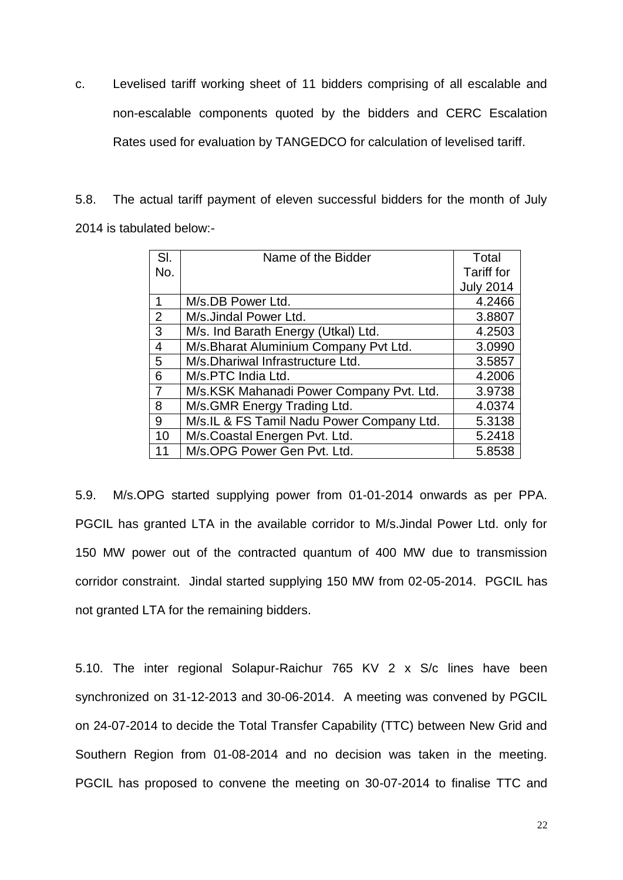c. Levelised tariff working sheet of 11 bidders comprising of all escalable and non-escalable components quoted by the bidders and CERC Escalation Rates used for evaluation by TANGEDCO for calculation of levelised tariff.

5.8. The actual tariff payment of eleven successful bidders for the month of July 2014 is tabulated below:-

| Sl. No. | Name of the Bidder | Total Tariff for July 2014 |
|---|---|---|
| 1 | M/s.DB Power Ltd. | 4.2466 |
| 2 | M/s.Jindal Power Ltd. | 3.8807 |
| 3 | M/s. Ind Barath Energy (Utkal) Ltd. | 4.2503 |
| 4 | M/s.Bharat Aluminium Company Pvt Ltd. | 3.0990 |
| 5 | M/s.Dhariwal Infrastructure Ltd. | 3.5857 |
| 6 | M/s.PTC India Ltd. | 4.2006 |
| 7 | M/s.KSK Mahanadi Power Company Pvt. Ltd. | 3.9738 |
| 8 | M/s.GMR Energy Trading Ltd. | 4.0374 |
| 9 | M/s.IL & FS Tamil Nadu Power Company Ltd. | 5.3138 |
| 10 | M/s.Coastal Energen Pvt. Ltd. | 5.2418 |
| 11 | M/s.OPG Power Gen Pvt. Ltd. | 5.8538 |

5.9. M/s.OPG started supplying power from 01-01-2014 onwards as per PPA. PGCIL has granted LTA in the available corridor to M/s.Jindal Power Ltd. only for 150 MW power out of the contracted quantum of 400 MW due to transmission corridor constraint. Jindal started supplying 150 MW from 02-05-2014. PGCIL has not granted LTA for the remaining bidders.

5.10. The inter regional Solapur-Raichur 765 KV 2 x S/c lines have been synchronized on 31-12-2013 and 30-06-2014. A meeting was convened by PGCIL on 24-07-2014 to decide the Total Transfer Capability (TTC) between New Grid and Southern Region from 01-08-2014 and no decision was taken in the meeting. PGCIL has proposed to convene the meeting on 30-07-2014 to finalise TTC and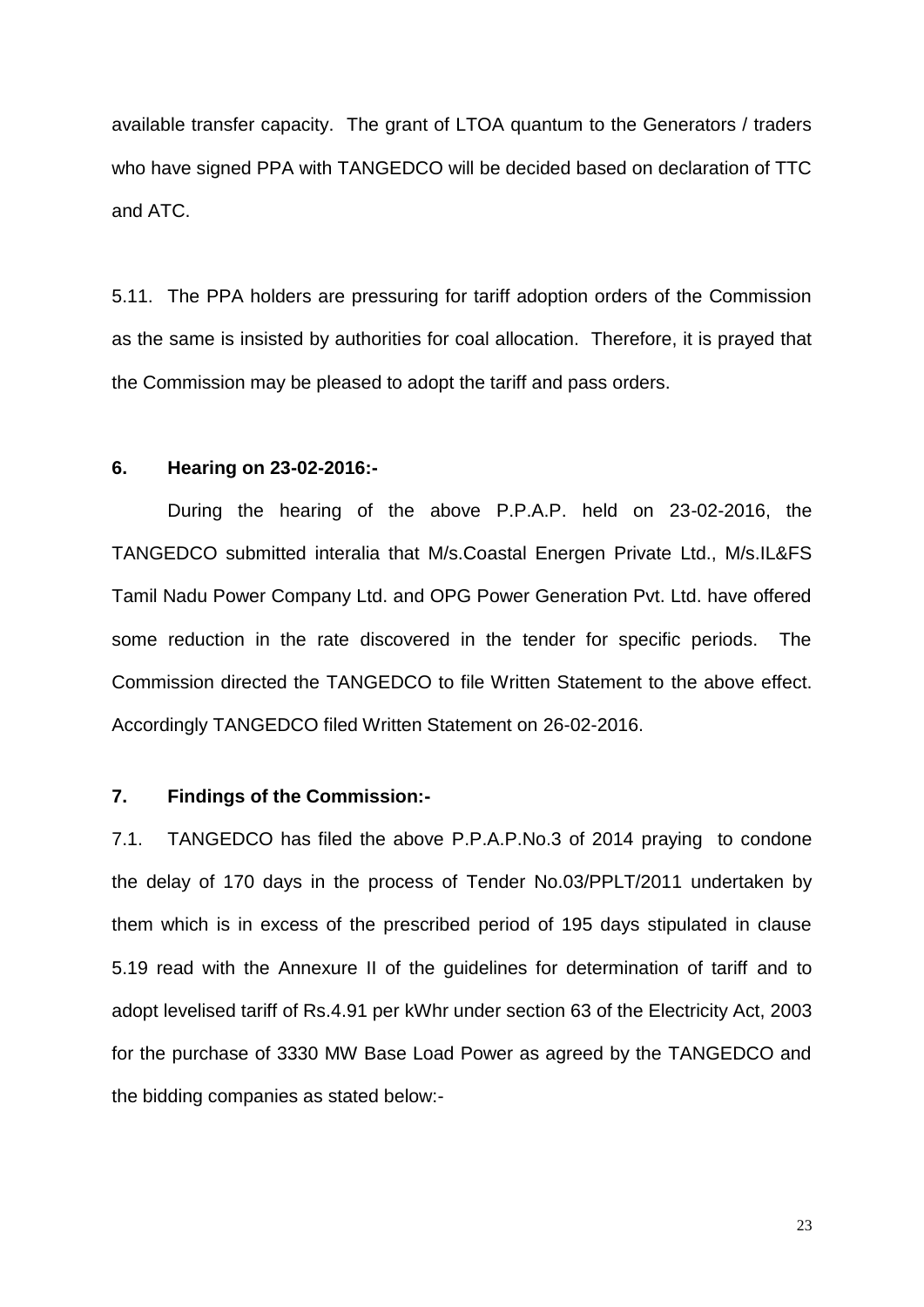available transfer capacity. The grant of LTOA quantum to the Generators / traders who have signed PPA with TANGEDCO will be decided based on declaration of TTC and ATC.

5.11. The PPA holders are pressuring for tariff adoption orders of the Commission as the same is insisted by authorities for coal allocation. Therefore, it is prayed that the Commission may be pleased to adopt the tariff and pass orders.

**6. Hearing on 23-02-2016:-**

During the hearing of the above P.P.A.P. held on 23-02-2016, the TANGEDCO submitted interalia that M/s.Coastal Energen Private Ltd., M/s.IL&FS Tamil Nadu Power Company Ltd. and OPG Power Generation Pvt. Ltd. have offered some reduction in the rate discovered in the tender for specific periods. The Commission directed the TANGEDCO to file Written Statement to the above effect. Accordingly TANGEDCO filed Written Statement on 26-02-2016.

**7. Findings of the Commission:-**

7.1. TANGEDCO has filed the above P.P.A.P.No.3 of 2014 praying to condone the delay of 170 days in the process of Tender No.03/PPLT/2011 undertaken by them which is in excess of the prescribed period of 195 days stipulated in clause 5.19 read with the Annexure II of the guidelines for determination of tariff and to adopt levelised tariff of Rs.4.91 per kWhr under section 63 of the Electricity Act, 2003 for the purchase of 3330 MW Base Load Power as agreed by the TANGEDCO and the bidding companies as stated below:-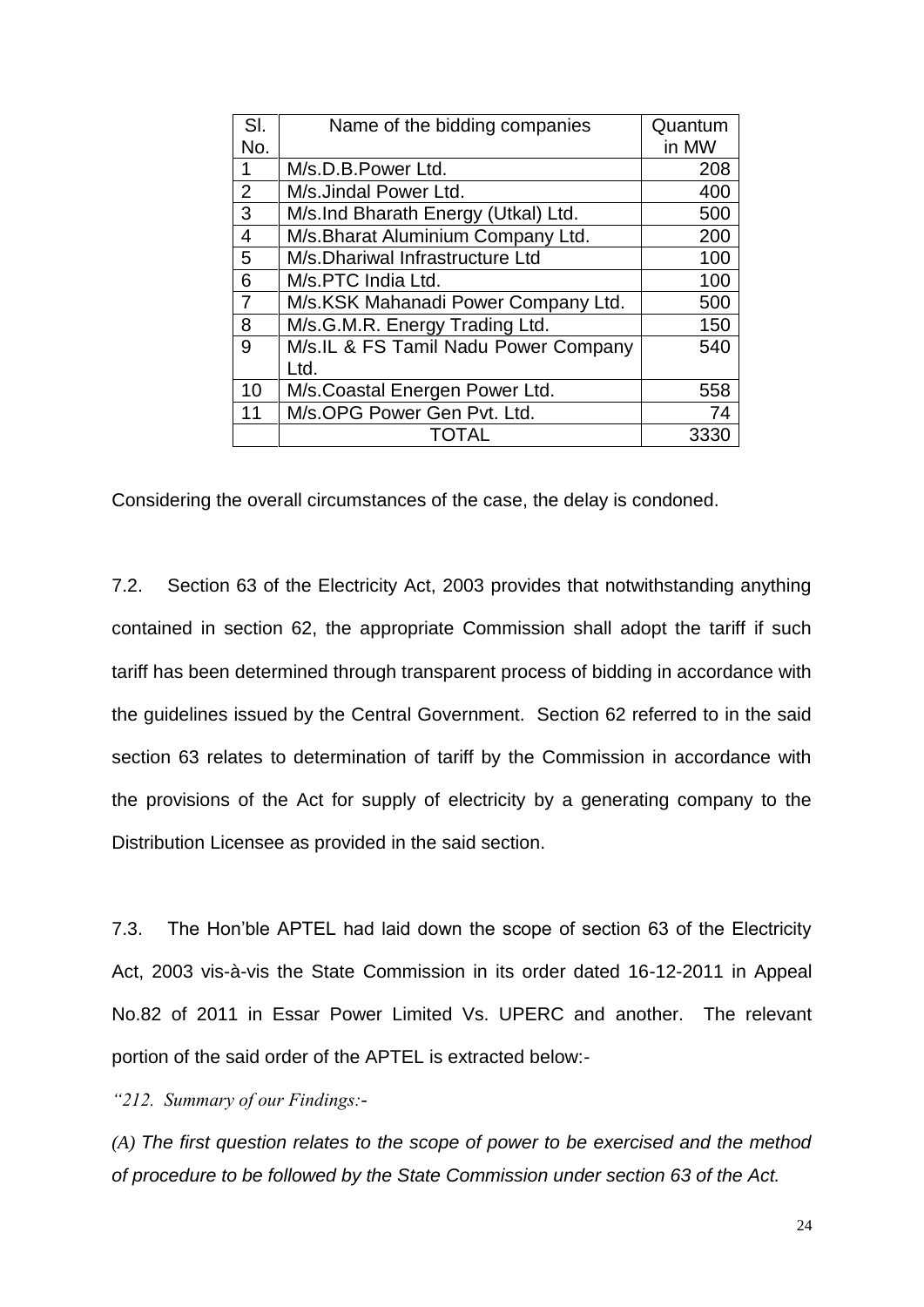| Sl. No. | Name of the bidding companies | Quantum in MW |
|---|---|---|
| 1 | M/s.D.B.Power Ltd. | 208 |
| 2 | M/s.Jindal Power Ltd. | 400 |
| 3 | M/s.Ind Bharath Energy (Utkal) Ltd. | 500 |
| 4 | M/s.Bharat Aluminium Company Ltd. | 200 |
| 5 | M/s.Dhariwal Infrastructure Ltd | 100 |
| 6 | M/s.PTC India Ltd. | 100 |
| 7 | M/s.KSK Mahanadi Power Company Ltd. | 500 |
| 8 | M/s.G.M.R. Energy Trading Ltd. | 150 |
| 9 | M/s.IL & FS Tamil Nadu Power Company Ltd. | 540 |
| 10 | M/s.Coastal Energen Power Ltd. | 558 |
| 11 | M/s.OPG Power Gen Pvt. Ltd. | 74 |
| | TOTAL | 3330 |

Considering the overall circumstances of the case, the delay is condoned.

7.2. Section 63 of the Electricity Act, 2003 provides that notwithstanding anything contained in section 62, the appropriate Commission shall adopt the tariff if such tariff has been determined through transparent process of bidding in accordance with the guidelines issued by the Central Government. Section 62 referred to in the said section 63 relates to determination of tariff by the Commission in accordance with the provisions of the Act for supply of electricity by a generating company to the Distribution Licensee as provided in the said section.

7.3. The Hon'ble APTEL had laid down the scope of section 63 of the Electricity Act, 2003 vis-à-vis the State Commission in its order dated 16-12-2011 in Appeal No.82 of 2011 in Essar Power Limited Vs. UPERC and another. The relevant portion of the said order of the APTEL is extracted below:-

*"212. Summary of our Findings:-*

*(A) The first question relates to the scope of power to be exercised and the method of procedure to be followed by the State Commission under section 63 of the Act.*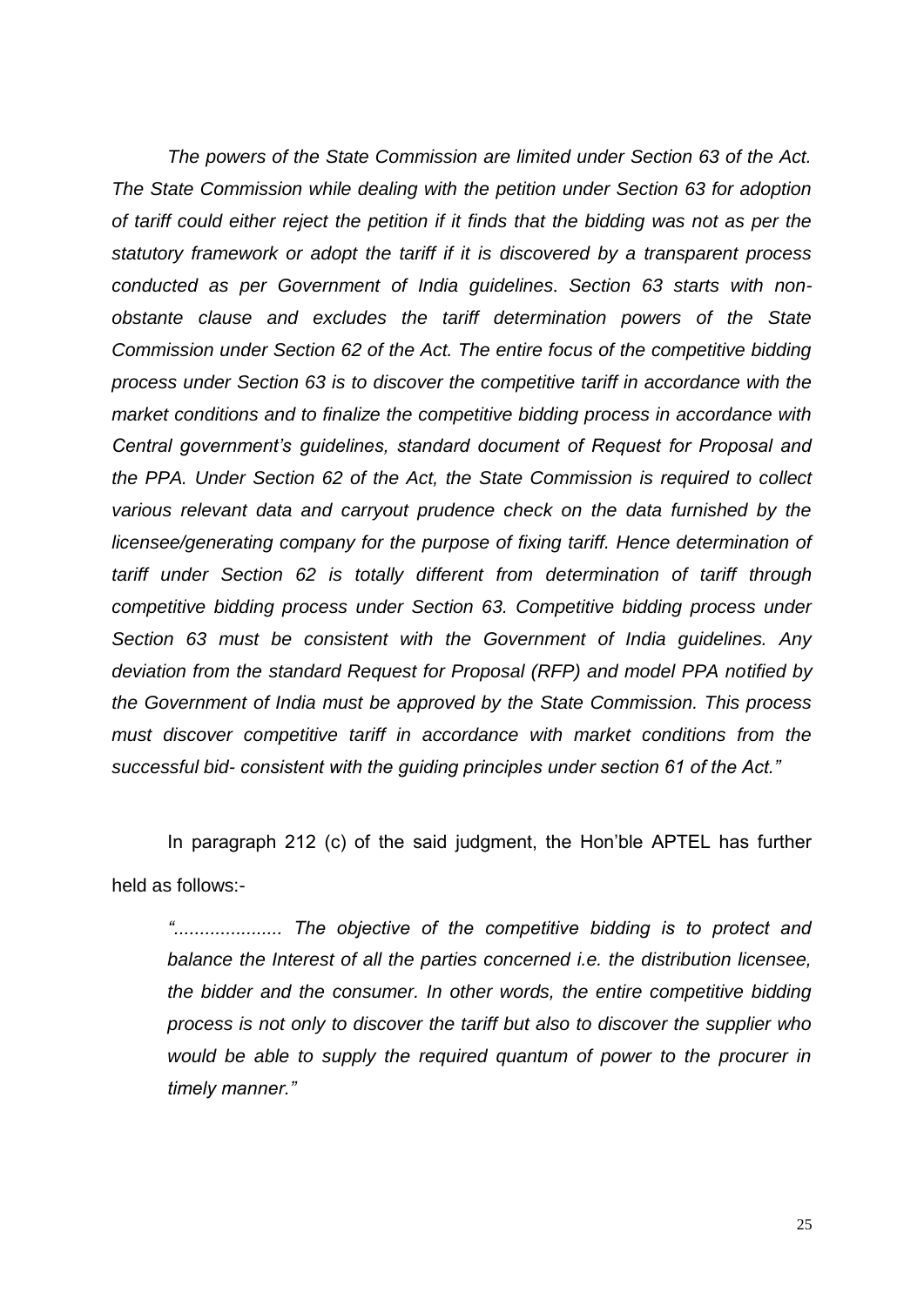*The powers of the State Commission are limited under Section 63 of the Act. The State Commission while dealing with the petition under Section 63 for adoption of tariff could either reject the petition if it finds that the bidding was not as per the statutory framework or adopt the tariff if it is discovered by a transparent process conducted as per Government of India guidelines. Section 63 starts with non-obstante clause and excludes the tariff determination powers of the State Commission under Section 62 of the Act. The entire focus of the competitive bidding process under Section 63 is to discover the competitive tariff in accordance with the market conditions and to finalize the competitive bidding process in accordance with Central government's guidelines, standard document of Request for Proposal and the PPA. Under Section 62 of the Act, the State Commission is required to collect various relevant data and carryout prudence check on the data furnished by the licensee/generating company for the purpose of fixing tariff. Hence determination of tariff under Section 62 is totally different from determination of tariff through competitive bidding process under Section 63. Competitive bidding process under Section 63 must be consistent with the Government of India guidelines. Any deviation from the standard Request for Proposal (RFP) and model PPA notified by the Government of India must be approved by the State Commission. This process must discover competitive tariff in accordance with market conditions from the successful bid- consistent with the guiding principles under section 61 of the Act."*

In paragraph 212 (c) of the said judgment, the Hon'ble APTEL has further held as follows:-

*"..................... The objective of the competitive bidding is to protect and balance the Interest of all the parties concerned i.e. the distribution licensee, the bidder and the consumer. In other words, the entire competitive bidding process is not only to discover the tariff but also to discover the supplier who would be able to supply the required quantum of power to the procurer in timely manner."*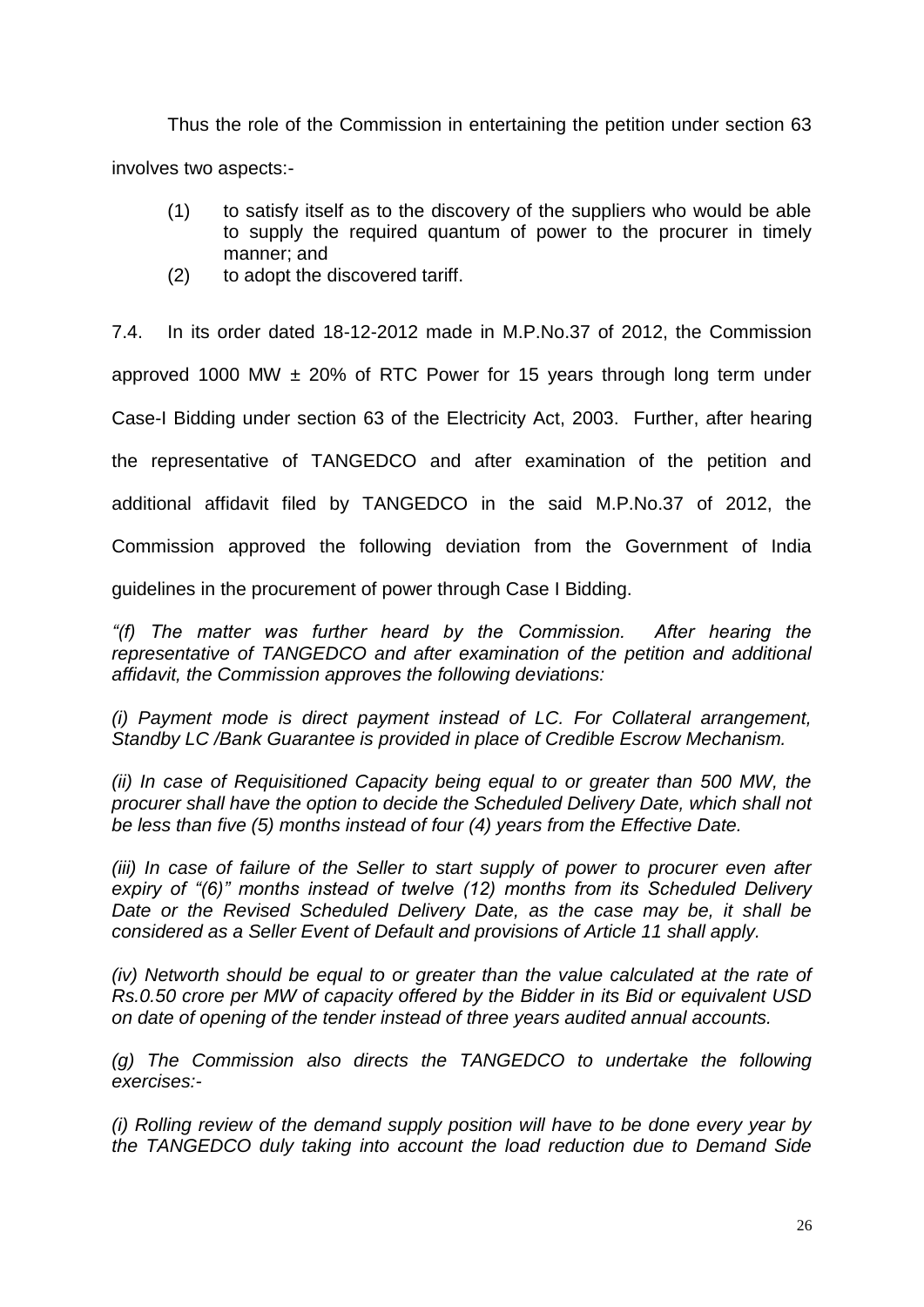Thus the role of the Commission in entertaining the petition under section 63 involves two aspects:-

(1) to satisfy itself as to the discovery of the suppliers who would be able to supply the required quantum of power to the procurer in timely manner; and

(2) to adopt the discovered tariff.

7.4. In its order dated 18-12-2012 made in M.P.No.37 of 2012, the Commission approved 1000 MW ± 20% of RTC Power for 15 years through long term under Case-I Bidding under section 63 of the Electricity Act, 2003. Further, after hearing the representative of TANGEDCO and after examination of the petition and additional affidavit filed by TANGEDCO in the said M.P.No.37 of 2012, the Commission approved the following deviation from the Government of India guidelines in the procurement of power through Case I Bidding.

*"(f) The matter was further heard by the Commission. After hearing the representative of TANGEDCO and after examination of the petition and additional affidavit, the Commission approves the following deviations:*

*(i) Payment mode is direct payment instead of LC. For Collateral arrangement, Standby LC /Bank Guarantee is provided in place of Credible Escrow Mechanism.*

*(ii) In case of Requisitioned Capacity being equal to or greater than 500 MW, the procurer shall have the option to decide the Scheduled Delivery Date, which shall not be less than five (5) months instead of four (4) years from the Effective Date.*

*(iii) In case of failure of the Seller to start supply of power to procurer even after expiry of "(6)" months instead of twelve (12) months from its Scheduled Delivery Date or the Revised Scheduled Delivery Date, as the case may be, it shall be considered as a Seller Event of Default and provisions of Article 11 shall apply.*

*(iv) Networth should be equal to or greater than the value calculated at the rate of Rs.0.50 crore per MW of capacity offered by the Bidder in its Bid or equivalent USD on date of opening of the tender instead of three years audited annual accounts.*

*(g) The Commission also directs the TANGEDCO to undertake the following exercises:-*

*(i) Rolling review of the demand supply position will have to be done every year by the TANGEDCO duly taking into account the load reduction due to Demand Side*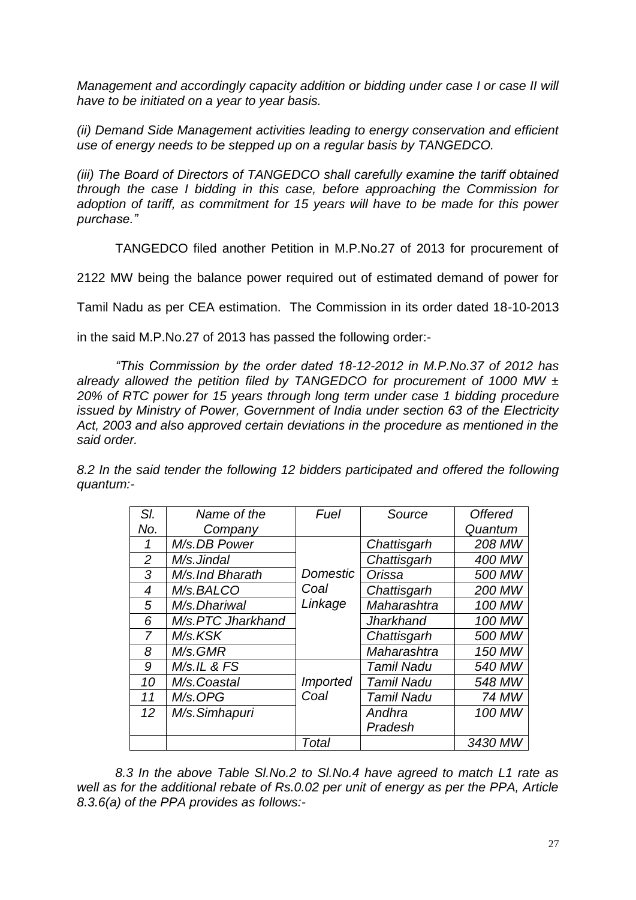*Management and accordingly capacity addition or bidding under case I or case II will have to be initiated on a year to year basis.*

*(ii) Demand Side Management activities leading to energy conservation and efficient use of energy needs to be stepped up on a regular basis by TANGEDCO.*

*(iii) The Board of Directors of TANGEDCO shall carefully examine the tariff obtained through the case I bidding in this case, before approaching the Commission for adoption of tariff, as commitment for 15 years will have to be made for this power purchase."*

TANGEDCO filed another Petition in M.P.No.27 of 2013 for procurement of 2122 MW being the balance power required out of estimated demand of power for Tamil Nadu as per CEA estimation. The Commission in its order dated 18-10-2013 in the said M.P.No.27 of 2013 has passed the following order:-

*"This Commission by the order dated 18-12-2012 in M.P.No.37 of 2012 has already allowed the petition filed by TANGEDCO for procurement of 1000 MW ± 20% of RTC power for 15 years through long term under case 1 bidding procedure issued by Ministry of Power, Government of India under section 63 of the Electricity Act, 2003 and also approved certain deviations in the procedure as mentioned in the said order.*

*8.2 In the said tender the following 12 bidders participated and offered the following quantum:-*

| *Sl. No.* | *Name of the Company* | *Fuel* | *Source* | *Offered Quantum* |
|---|---|---|---|---|
| *1* | *M/s.DB Power* | *Domestic Coal Linkage* | *Chattisgarh* | *208 MW* |
| *2* | *M/s.Jindal* | | *Chattisgarh* | *400 MW* |
| *3* | *M/s.Ind Bharath* | | *Orissa* | *500 MW* |
| *4* | *M/s.BALCO* | | *Chattisgarh* | *200 MW* |
| *5* | *M/s.Dhariwal* | | *Maharashtra* | *100 MW* |
| *6* | *M/s.PTC Jharkhand* | | *Jharkhand* | *100 MW* |
| *7* | *M/s.KSK* | | *Chattisgarh* | *500 MW* |
| *8* | *M/s.GMR* | | *Maharashtra* | *150 MW* |
| *9* | *M/s.IL & FS* | *Imported Coal* | *Tamil Nadu* | *540 MW* |
| *10* | *M/s.Coastal* | | *Tamil Nadu* | *548 MW* |
| *11* | *M/s.OPG* | | *Tamil Nadu* | *74 MW* |
| *12* | *M/s.Simhapuri* | | *Andhra Pradesh* | *100 MW* |
| | | *Total* | | *3430 MW* |

*8.3 In the above Table Sl.No.2 to Sl.No.4 have agreed to match L1 rate as well as for the additional rebate of Rs.0.02 per unit of energy as per the PPA, Article 8.3.6(a) of the PPA provides as follows:-*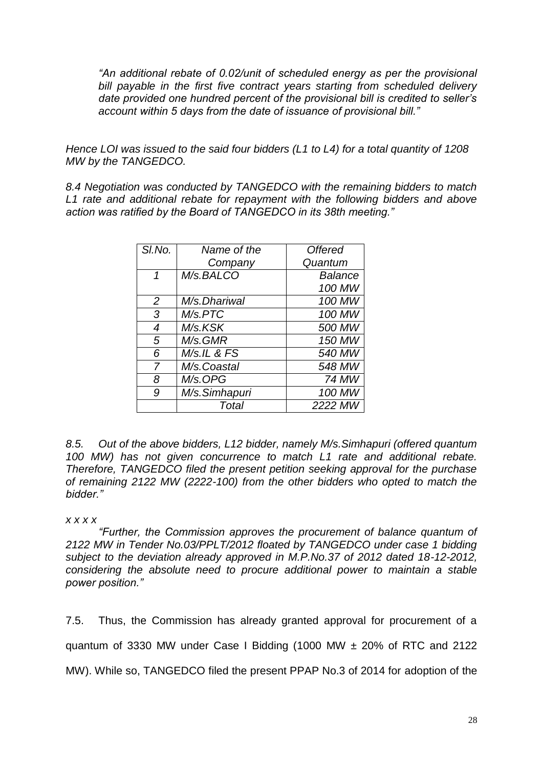*"An additional rebate of 0.02/unit of scheduled energy as per the provisional bill payable in the first five contract years starting from scheduled delivery date provided one hundred percent of the provisional bill is credited to seller's account within 5 days from the date of issuance of provisional bill."*

*Hence LOI was issued to the said four bidders (L1 to L4) for a total quantity of 1208 MW by the TANGEDCO.*

*8.4 Negotiation was conducted by TANGEDCO with the remaining bidders to match L1 rate and additional rebate for repayment with the following bidders and above action was ratified by the Board of TANGEDCO in its 38th meeting."*

| *Sl.No.* | *Name of the Company* | *Offered Quantum* |
|---|---|---|
| *1* | *M/s.BALCO* | *Balance 100 MW* |
| *2* | *M/s.Dhariwal* | *100 MW* |
| *3* | *M/s.PTC* | *100 MW* |
| *4* | *M/s.KSK* | *500 MW* |
| *5* | *M/s.GMR* | *150 MW* |
| *6* | *M/s.IL & FS* | *540 MW* |
| *7* | *M/s.Coastal* | *548 MW* |
| *8* | *M/s.OPG* | *74 MW* |
| *9* | *M/s.Simhapuri* | *100 MW* |
| | *Total* | *2222 MW* |

*8.5. Out of the above bidders, L12 bidder, namely M/s.Simhapuri (offered quantum 100 MW) has not given concurrence to match L1 rate and additional rebate. Therefore, TANGEDCO filed the present petition seeking approval for the purchase of remaining 2122 MW (2222-100) from the other bidders who opted to match the bidder."*

*x x x x*

*"Further, the Commission approves the procurement of balance quantum of 2122 MW in Tender No.03/PPLT/2012 floated by TANGEDCO under case 1 bidding subject to the deviation already approved in M.P.No.37 of 2012 dated 18-12-2012, considering the absolute need to procure additional power to maintain a stable power position."*

7.5. Thus, the Commission has already granted approval for procurement of a quantum of 3330 MW under Case I Bidding (1000 MW ± 20% of RTC and 2122 MW). While so, TANGEDCO filed the present PPAP No.3 of 2014 for adoption of the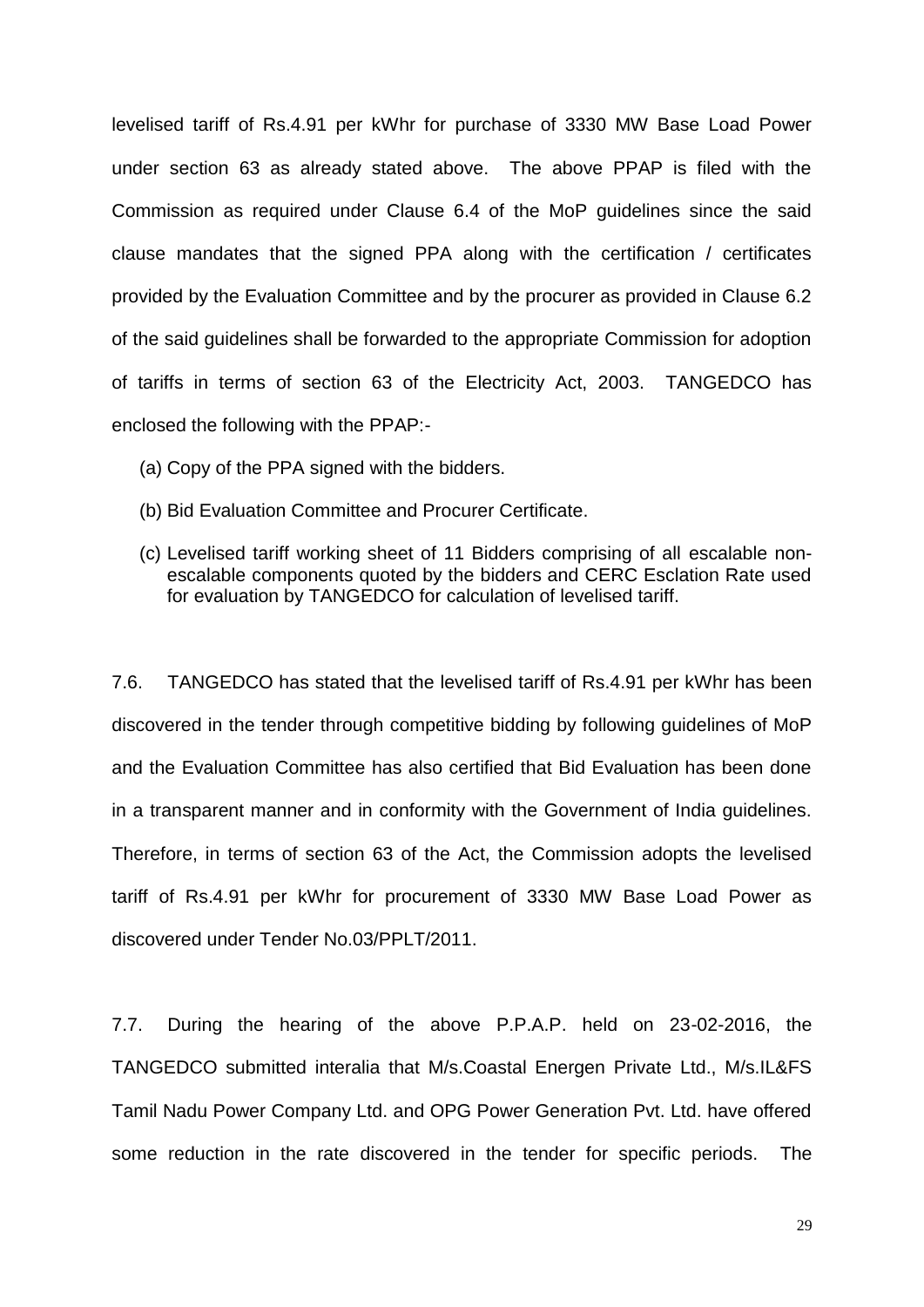levelised tariff of Rs.4.91 per kWhr for purchase of 3330 MW Base Load Power under section 63 as already stated above. The above PPAP is filed with the Commission as required under Clause 6.4 of the MoP guidelines since the said clause mandates that the signed PPA along with the certification / certificates provided by the Evaluation Committee and by the procurer as provided in Clause 6.2 of the said guidelines shall be forwarded to the appropriate Commission for adoption of tariffs in terms of section 63 of the Electricity Act, 2003. TANGEDCO has enclosed the following with the PPAP:-

(a) Copy of the PPA signed with the bidders.

(b) Bid Evaluation Committee and Procurer Certificate.

(c) Levelised tariff working sheet of 11 Bidders comprising of all escalable non-escalable components quoted by the bidders and CERC Esclation Rate used for evaluation by TANGEDCO for calculation of levelised tariff.

7.6. TANGEDCO has stated that the levelised tariff of Rs.4.91 per kWhr has been discovered in the tender through competitive bidding by following guidelines of MoP and the Evaluation Committee has also certified that Bid Evaluation has been done in a transparent manner and in conformity with the Government of India guidelines. Therefore, in terms of section 63 of the Act, the Commission adopts the levelised tariff of Rs.4.91 per kWhr for procurement of 3330 MW Base Load Power as discovered under Tender No.03/PPLT/2011.

7.7. During the hearing of the above P.P.A.P. held on 23-02-2016, the TANGEDCO submitted interalia that M/s.Coastal Energen Private Ltd., M/s.IL&FS Tamil Nadu Power Company Ltd. and OPG Power Generation Pvt. Ltd. have offered some reduction in the rate discovered in the tender for specific periods. The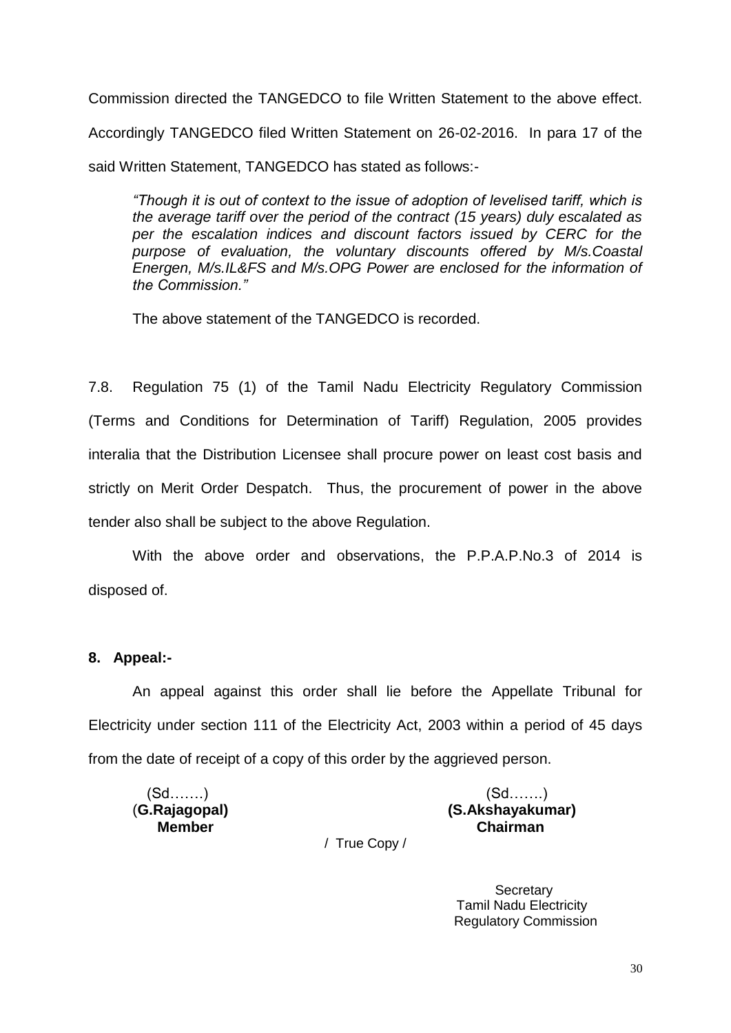Commission directed the TANGEDCO to file Written Statement to the above effect. Accordingly TANGEDCO filed Written Statement on 26-02-2016. In para 17 of the said Written Statement, TANGEDCO has stated as follows:-

> *"Though it is out of context to the issue of adoption of levelised tariff, which is the average tariff over the period of the contract (15 years) duly escalated as per the escalation indices and discount factors issued by CERC for the purpose of evaluation, the voluntary discounts offered by M/s.Coastal Energen, M/s.IL&FS and M/s.OPG Power are enclosed for the information of the Commission."*

The above statement of the TANGEDCO is recorded.

7.8. Regulation 75 (1) of the Tamil Nadu Electricity Regulatory Commission (Terms and Conditions for Determination of Tariff) Regulation, 2005 provides interalia that the Distribution Licensee shall procure power on least cost basis and strictly on Merit Order Despatch. Thus, the procurement of power in the above tender also shall be subject to the above Regulation.

With the above order and observations, the P.P.A.P.No.3 of 2014 is disposed of.

## 8. Appeal:-

An appeal against this order shall lie before the Appellate Tribunal for Electricity under section 111 of the Electricity Act, 2003 within a period of 45 days from the date of receipt of a copy of this order by the aggrieved person.

| | |
|---|---|
| (Sd…….) | (Sd…….) |
| **(G.Rajagopal)** | **(S.Akshayakumar)** |
| **Member** | **Chairman** |

/ True Copy /

Secretary
Tamil Nadu Electricity
Regulatory Commission